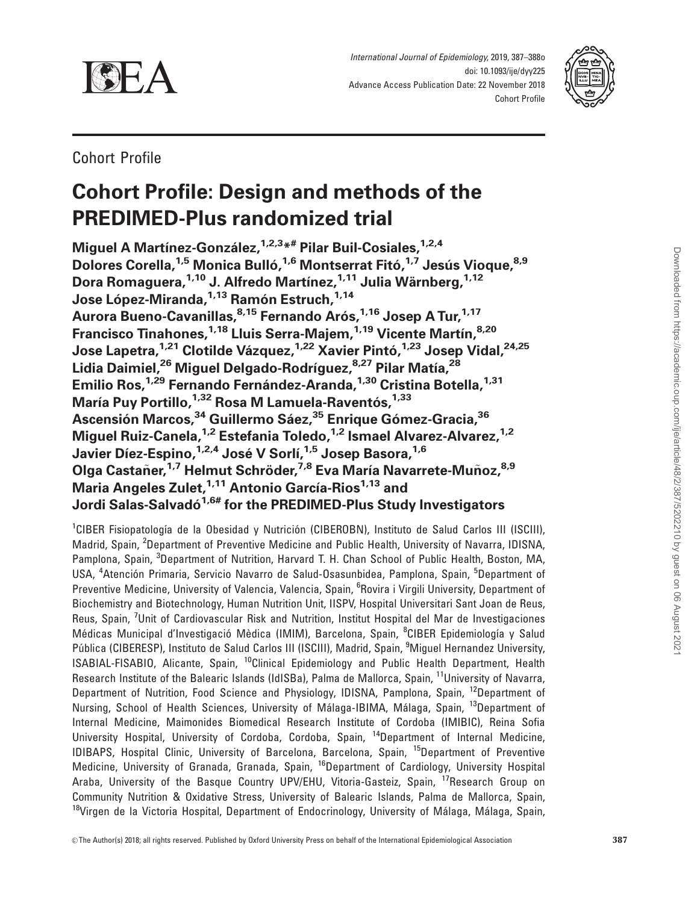Cohort Profile

# Cohort Profile: Design and methods of the PREDIMED-Plus randomized trial

**Miguel A Martínez-González,[1,2,3]*# Pilar Buil-Cosiales,[1,2,4] Dolores Corella,[1,5] Monica Bulló,[1,6] Montserrat Fitó,[1,7] Jesús Vioque,[8,9] Dora Romaguera,[1,10] J. Alfredo Martínez,[1,11] Julia Wärnberg,[1,12] Jose López-Miranda,[1,13] Ramón Estruch,[1,14] Aurora Bueno-Cavanillas,[8,15] Fernando Arós,[1,16] Josep A Tur,[1,17] Francisco Tinahones,[1,18] Lluis Serra-Majem,[1,19] Vicente Martín,[8,20] Jose Lapetra,[1,21] Clotilde Vázquez,[1,22] Xavier Pintó,[1,23] Josep Vidal,[24,25] Lidia Daimiel,[26] Miguel Delgado-Rodríguez,[8,27] Pilar Matía,[28] Emilio Ros,[1,29] Fernando Fernández-Aranda,[1,30] Cristina Botella,[1,31] María Puy Portillo,[1,32] Rosa M Lamuela-Raventós,[1,33] Ascensión Marcos,[34] Guillermo Sáez,[35] Enrique Gómez-Gracia,[36] Miguel Ruiz-Canela,[1,2] Estefania Toledo,[1,2] Ismael Alvarez-Alvarez,[1,2] Javier Díez-Espino,[1,2,4] José V Sorlí,[1,5] Josep Basora,[1,6] Olga Castañer,[1,7] Helmut Schröder,[7,8] Eva María Navarrete-Muñoz,[8,9] Maria Angeles Zulet,[1,11] Antonio García-Rios[1,13] and Jordi Salas-Salvadó[1,6#] for the PREDIMED-Plus Study Investigators**

[1]CIBER Fisiopatología de la Obesidad y Nutrición (CIBEROBN), Instituto de Salud Carlos III (ISCIII), Madrid, Spain, [2]Department of Preventive Medicine and Public Health, University of Navarra, IDISNA, Pamplona, Spain, [3]Department of Nutrition, Harvard T. H. Chan School of Public Health, Boston, MA, USA, [4]Atención Primaria, Servicio Navarro de Salud-Osasunbidea, Pamplona, Spain, [5]Department of Preventive Medicine, University of Valencia, Valencia, Spain, [6]Rovira i Virgili University, Department of Biochemistry and Biotechnology, Human Nutrition Unit, IISPV, Hospital Universitari Sant Joan de Reus, Reus, Spain, [7]Unit of Cardiovascular Risk and Nutrition, Institut Hospital del Mar de Investigaciones Médicas Municipal d'Investigació Mèdica (IMIM), Barcelona, Spain, [8]CIBER Epidemiología y Salud Pública (CIBERESP), Instituto de Salud Carlos III (ISCIII), Madrid, Spain, [9]Miguel Hernandez University, ISABIAL-FISABIO, Alicante, Spain, [10]Clinical Epidemiology and Public Health Department, Health Research Institute of the Balearic Islands (IdISBa), Palma de Mallorca, Spain, [11]University of Navarra, Department of Nutrition, Food Science and Physiology, IDISNA, Pamplona, Spain, [12]Department of Nursing, School of Health Sciences, University of Málaga-IBIMA, Málaga, Spain, [13]Department of Internal Medicine, Maimonides Biomedical Research Institute of Cordoba (IMIBIC), Reina Sofia University Hospital, University of Cordoba, Cordoba, Spain, [14]Department of Internal Medicine, IDIBAPS, Hospital Clinic, University of Barcelona, Barcelona, Spain, [15]Department of Preventive Medicine, University of Granada, Granada, Spain, [16]Department of Cardiology, University Hospital Araba, University of the Basque Country UPV/EHU, Vitoria-Gasteiz, Spain, [17]Research Group on Community Nutrition & Oxidative Stress, University of Balearic Islands, Palma de Mallorca, Spain, [18]Virgen de la Victoria Hospital, Department of Endocrinology, University of Málaga, Málaga, Spain,

© The Author(s) 2018; all rights reserved. Published by Oxford University Press on behalf of the International Epidemiological Association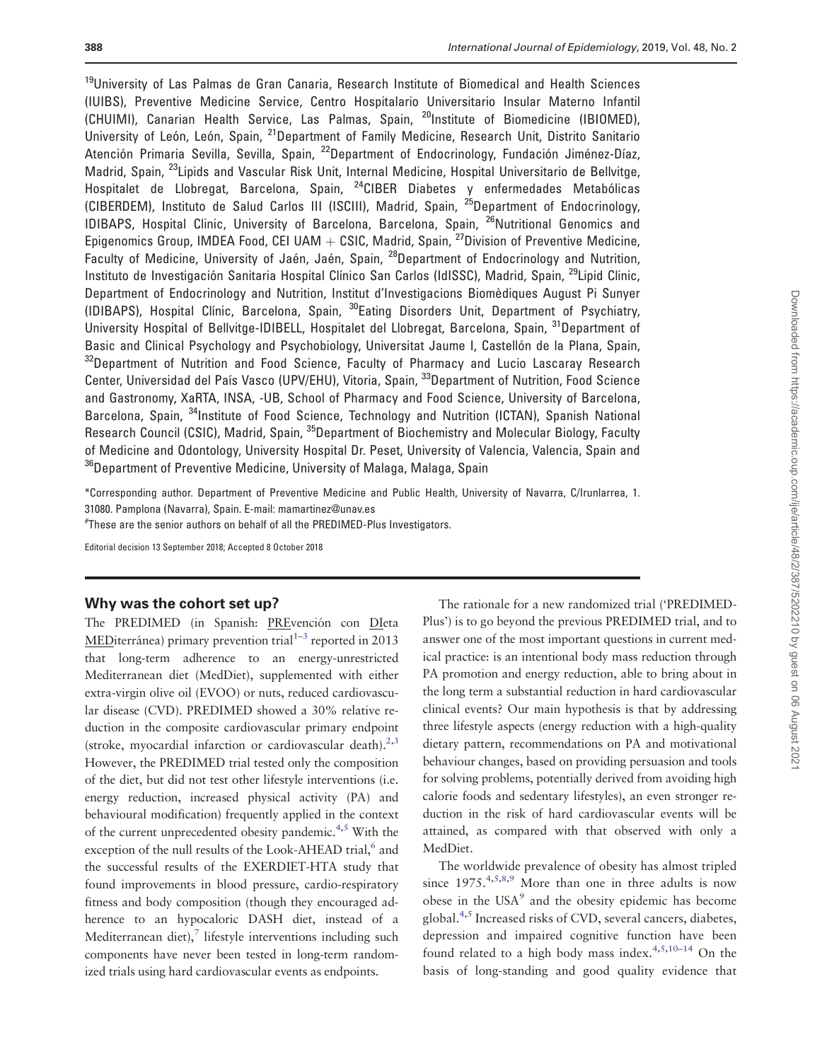[19]University of Las Palmas de Gran Canaria, Research Institute of Biomedical and Health Sciences (IUIBS), Preventive Medicine Service, Centro Hospitalario Universitario Insular Materno Infantil (CHUIMI), Canarian Health Service, Las Palmas, Spain, [20]Institute of Biomedicine (IBIOMED), University of León, León, Spain, [21]Department of Family Medicine, Research Unit, Distrito Sanitario Atención Primaria Sevilla, Sevilla, Spain, [22]Department of Endocrinology, Fundación Jiménez-Díaz, Madrid, Spain, [23]Lipids and Vascular Risk Unit, Internal Medicine, Hospital Universitario de Bellvitge, Hospitalet de Llobregat, Barcelona, Spain, [24]CIBER Diabetes y enfermedades Metabólicas (CIBERDEM), Instituto de Salud Carlos III (ISCIII), Madrid, Spain, [25]Department of Endocrinology, IDIBAPS, Hospital Clinic, University of Barcelona, Barcelona, Spain, [26]Nutritional Genomics and Epigenomics Group, IMDEA Food, CEI UAM + CSIC, Madrid, Spain, [27]Division of Preventive Medicine, Faculty of Medicine, University of Jaén, Jaén, Spain, [28]Department of Endocrinology and Nutrition, Instituto de Investigación Sanitaria Hospital Clínico San Carlos (IdISSC), Madrid, Spain, [29]Lipid Clinic, Department of Endocrinology and Nutrition, Institut d'Investigacions Biomèdiques August Pi Sunyer (IDIBAPS), Hospital Clínic, Barcelona, Spain, [30]Eating Disorders Unit, Department of Psychiatry, University Hospital of Bellvitge-IDIBELL, Hospitalet del Llobregat, Barcelona, Spain, [31]Department of Basic and Clinical Psychology and Psychobiology, Universitat Jaume I, Castellón de la Plana, Spain, [32]Department of Nutrition and Food Science, Faculty of Pharmacy and Lucio Lascaray Research Center, Universidad del País Vasco (UPV/EHU), Vitoria, Spain, [33]Department of Nutrition, Food Science and Gastronomy, XaRTA, INSA, -UB, School of Pharmacy and Food Science, University of Barcelona, Barcelona, Spain, [34]Institute of Food Science, Technology and Nutrition (ICTAN), Spanish National Research Council (CSIC), Madrid, Spain, [35]Department of Biochemistry and Molecular Biology, Faculty of Medicine and Odontology, University Hospital Dr. Peset, University of Valencia, Valencia, Spain and [36]Department of Preventive Medicine, University of Malaga, Malaga, Spain

*Corresponding author. Department of Preventive Medicine and Public Health, University of Navarra, C/Irunlarrea, 1. 31080. Pamplona (Navarra), Spain. E-mail: mamartinez@unav.es

[#]These are the senior authors on behalf of all the PREDIMED-Plus Investigators.

Editorial decision 13 September 2018; Accepted 8 October 2018

## Why was the cohort set up?

The PREDIMED (in Spanish: PREvención con DIeta MEDiterránea) primary prevention trial[1–3] reported in 2013 that long-term adherence to an energy-unrestricted Mediterranean diet (MedDiet), supplemented with either extra-virgin olive oil (EVOO) or nuts, reduced cardiovascular disease (CVD). PREDIMED showed a 30% relative reduction in the composite cardiovascular primary endpoint (stroke, myocardial infarction or cardiovascular death).[2,3] However, the PREDIMED trial tested only the composition of the diet, but did not test other lifestyle interventions (i.e. energy reduction, increased physical activity (PA) and behavioural modification) frequently applied in the context of the current unprecedented obesity pandemic.[4,5] With the exception of the null results of the Look-AHEAD trial,[6] and the successful results of the EXERDIET-HTA study that found improvements in blood pressure, cardio-respiratory fitness and body composition (though they encouraged adherence to an hypocaloric DASH diet, instead of a Mediterranean diet),[7] lifestyle interventions including such components have never been tested in long-term randomized trials using hard cardiovascular events as endpoints.

The rationale for a new randomized trial ('PREDIMED-Plus') is to go beyond the previous PREDIMED trial, and to answer one of the most important questions in current medical practice: is an intentional body mass reduction through PA promotion and energy reduction, able to bring about in the long term a substantial reduction in hard cardiovascular clinical events? Our main hypothesis is that by addressing three lifestyle aspects (energy reduction with a high-quality dietary pattern, recommendations on PA and motivational behaviour changes, based on providing persuasion and tools for solving problems, potentially derived from avoiding high calorie foods and sedentary lifestyles), an even stronger reduction in the risk of hard cardiovascular events will be attained, as compared with that observed with only a MedDiet.

The worldwide prevalence of obesity has almost tripled since 1975.[4,5,8,9] More than one in three adults is now obese in the USA[9] and the obesity epidemic has become global.[4,5] Increased risks of CVD, several cancers, diabetes, depression and impaired cognitive function have been found related to a high body mass index.[4,5,10–14] On the basis of long-standing and good quality evidence that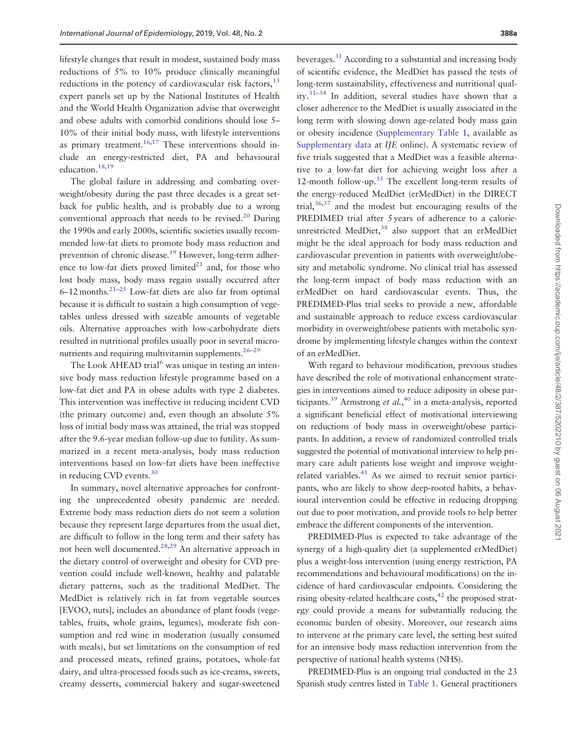lifestyle changes that result in modest, sustained body mass reductions of 5% to 10% produce clinically meaningful reductions in the potency of cardiovascular risk factors,[15] expert panels set up by the National Institutes of Health and the World Health Organization advise that overweight and obese adults with comorbid conditions should lose 5–10% of their initial body mass, with lifestyle interventions as primary treatment.[16,17] These interventions should include an energy-restricted diet, PA and behavioural education.[18,19]

The global failure in addressing and combating overweight/obesity during the past three decades is a great setback for public health, and is probably due to a wrong conventional approach that needs to be revised.[20] During the 1990s and early 2000s, scientific societies usually recommended low-fat diets to promote body mass reduction and prevention of chronic disease.[19] However, long-term adherence to low-fat diets proved limited[21] and, for those who lost body mass, body mass regain usually occurred after 6–12 months.[21–25] Low-fat diets are also far from optimal because it is difficult to sustain a high consumption of vegetables unless dressed with sizeable amounts of vegetable oils. Alternative approaches with low-carbohydrate diets resulted in nutritional profiles usually poor in several micronutrients and requiring multivitamin supplements.[26–29]

The Look AHEAD trial[6] was unique in testing an intensive body mass reduction lifestyle programme based on a low-fat diet and PA in obese adults with type 2 diabetes. This intervention was ineffective in reducing incident CVD (the primary outcome) and, even though an absolute 5% loss of initial body mass was attained, the trial was stopped after the 9.6-year median follow-up due to futility. As summarized in a recent meta-analysis, body mass reduction interventions based on low-fat diets have been ineffective in reducing CVD events.[30]

In summary, novel alternative approaches for confronting the unprecedented obesity pandemic are needed. Extreme body mass reduction diets do not seem a solution because they represent large departures from the usual diet, are difficult to follow in the long term and their safety has not been well documented.[28,29] An alternative approach in the dietary control of overweight and obesity for CVD prevention could include well-known, healthy and palatable dietary patterns, such as the traditional MedDiet. The MedDiet is relatively rich in fat from vegetable sources [EVOO, nuts], includes an abundance of plant foods (vegetables, fruits, whole grains, legumes), moderate fish consumption and red wine in moderation (usually consumed with meals), but set limitations on the consumption of red and processed meats, refined grains, potatoes, whole-fat dairy, and ultra-processed foods such as ice-creams, sweets, creamy desserts, commercial bakery and sugar-sweetened beverages.[31] According to a substantial and increasing body of scientific evidence, the MedDiet has passed the tests of long-term sustainability, effectiveness and nutritional quality.[31–34] In addition, several studies have shown that a closer adherence to the MedDiet is usually associated in the long term with slowing down age-related body mass gain or obesity incidence (Supplementary Table 1, available as Supplementary data at *IJE* online). A systematic review of five trials suggested that a MedDiet was a feasible alternative to a low-fat diet for achieving weight loss after a 12-month follow-up.[35] The excellent long-term results of the energy-reduced MedDiet (erMedDiet) in the DIRECT trial,[36,37] and the modest but encouraging results of the PREDIMED trial after 5 years of adherence to a calorie-unrestricted MedDiet,[38] also support that an erMedDiet might be the ideal approach for body mass reduction and cardiovascular prevention in patients with overweight/obesity and metabolic syndrome. No clinical trial has assessed the long-term impact of body mass reduction with an erMedDiet on hard cardiovascular events. Thus, the PREDIMED-Plus trial seeks to provide a new, affordable and sustainable approach to reduce excess cardiovascular morbidity in overweight/obese patients with metabolic syndrome by implementing lifestyle changes within the context of an erMedDiet.

With regard to behaviour modification, previous studies have described the role of motivational enhancement strategies in interventions aimed to reduce adiposity in obese participants.[39] Armstrong *et al.*,[40] in a meta-analysis, reported a significant beneficial effect of motivational interviewing on reductions of body mass in overweight/obese participants. In addition, a review of randomized controlled trials suggested the potential of motivational interview to help primary care adult patients lose weight and improve weight-related variables.[41] As we aimed to recruit senior participants, who are likely to show deep-rooted habits, a behavioural intervention could be effective in reducing dropping out due to poor motivation, and provide tools to help better embrace the different components of the intervention.

PREDIMED-Plus is expected to take advantage of the synergy of a high-quality diet (a supplemented erMedDiet) plus a weight-loss intervention (using energy restriction, PA recommendations and behavioural modifications) on the incidence of hard cardiovascular endpoints. Considering the rising obesity-related healthcare costs,[42] the proposed strategy could provide a means for substantially reducing the economic burden of obesity. Moreover, our research aims to intervene at the primary care level, the setting best suited for an intensive body mass reduction intervention from the perspective of national health systems (NHS).

PREDIMED-Plus is an ongoing trial conducted in the 23 Spanish study centres listed in Table 1. General practitioners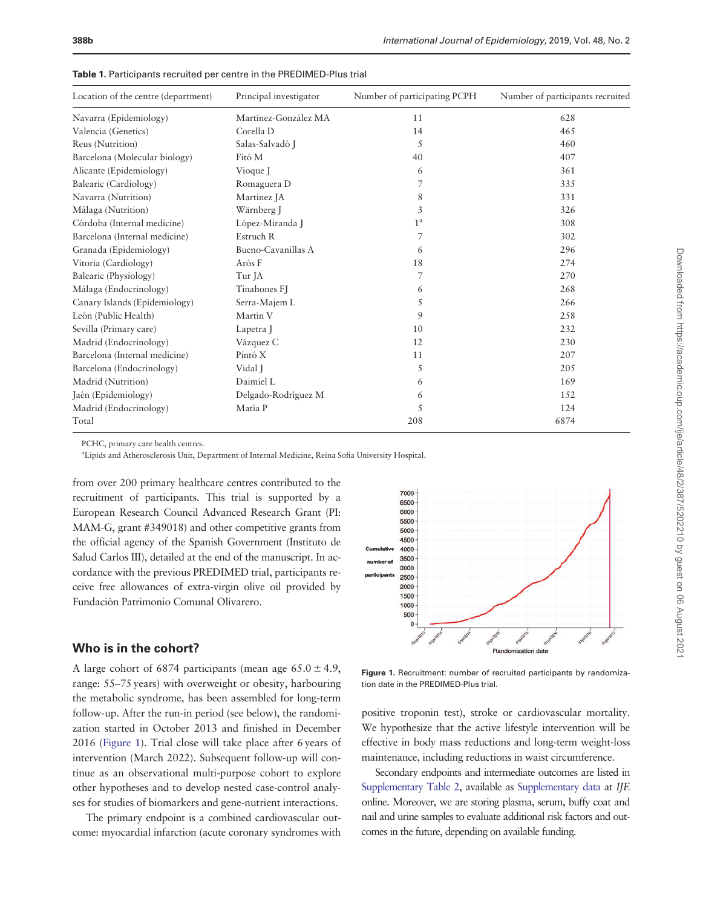**Table 1.** Participants recruited per centre in the PREDIMED-Plus trial

| Location of the centre (department) | Principal investigator | Number of participating PCPH | Number of participants recruited |
|---|---|---|---|
| Navarra (Epidemiology) | Martínez-González MA | 11 | 628 |
| Valencia (Genetics) | Corella D | 14 | 465 |
| Reus (Nutrition) | Salas-Salvadó J | 5 | 460 |
| Barcelona (Molecular biology) | Fitó M | 40 | 407 |
| Alicante (Epidemiology) | Vioque J | 6 | 361 |
| Balearic (Cardiology) | Romaguera D | 7 | 335 |
| Navarra (Nutrition) | Martinez JA | 8 | 331 |
| Málaga (Nutrition) | Wärnberg J | 3 | 326 |
| Córdoba (Internal medicine) | López-Miranda J | 1[a] | 308 |
| Barcelona (Internal medicine) | Estruch R | 7 | 302 |
| Granada (Epidemiology) | Bueno-Cavanillas A | 6 | 296 |
| Vitoria (Cardiology) | Arós F | 18 | 274 |
| Balearic (Physiology) | Tur JA | 7 | 270 |
| Málaga (Endocrinology) | Tinahones FJ | 6 | 268 |
| Canary Islands (Epidemiology) | Serra-Majem L | 5 | 266 |
| León (Public Health) | Martín V | 9 | 258 |
| Sevilla (Primary care) | Lapetra J | 10 | 232 |
| Madrid (Endocrinology) | Vázquez C | 12 | 230 |
| Barcelona (Internal medicine) | Pintó X | 11 | 207 |
| Barcelona (Endocrinology) | Vidal J | 5 | 205 |
| Madrid (Nutrition) | Daimiel L | 6 | 169 |
| Jaén (Epidemiology) | Delgado-Rodríguez M | 6 | 152 |
| Madrid (Endocrinology) | Matía P | 5 | 124 |
| Total | | 208 | 6874 |

PCHC, primary care health centres.
[a]Lipids and Atherosclerosis Unit, Department of Internal Medicine, Reina Sofia University Hospital.

from over 200 primary healthcare centres contributed to the recruitment of participants. This trial is supported by a European Research Council Advanced Research Grant (PI: MAM-G, grant #349018) and other competitive grants from the official agency of the Spanish Government (Instituto de Salud Carlos III), detailed at the end of the manuscript. In accordance with the previous PREDIMED trial, participants receive free allowances of extra-virgin olive oil provided by Fundación Patrimonio Comunal Olivarero.

## Who is in the cohort?

A large cohort of 6874 participants (mean age $65.0 \pm 4.9$, range: 55–75 years) with overweight or obesity, harbouring the metabolic syndrome, has been assembled for long-term follow-up. After the run-in period (see below), the randomization started in October 2013 and finished in December 2016 (Figure 1). Trial close will take place after 6 years of intervention (March 2022). Subsequent follow-up will continue as an observational multi-purpose cohort to explore other hypotheses and to develop nested case-control analyses for studies of biomarkers and gene-nutrient interactions.

The primary endpoint is a combined cardiovascular outcome: myocardial infarction (acute coronary syndromes with positive troponin test), stroke or cardiovascular mortality. We hypothesize that the active lifestyle intervention will be effective in body mass reductions and long-term weight-loss maintenance, including reductions in waist circumference.

**Figure 1.** Recruitment: number of recruited participants by randomization date in the PREDIMED-Plus trial.

Secondary endpoints and intermediate outcomes are listed in Supplementary Table 2, available as Supplementary data at *IJE* online. Moreover, we are storing plasma, serum, buffy coat and nail and urine samples to evaluate additional risk factors and outcomes in the future, depending on available funding.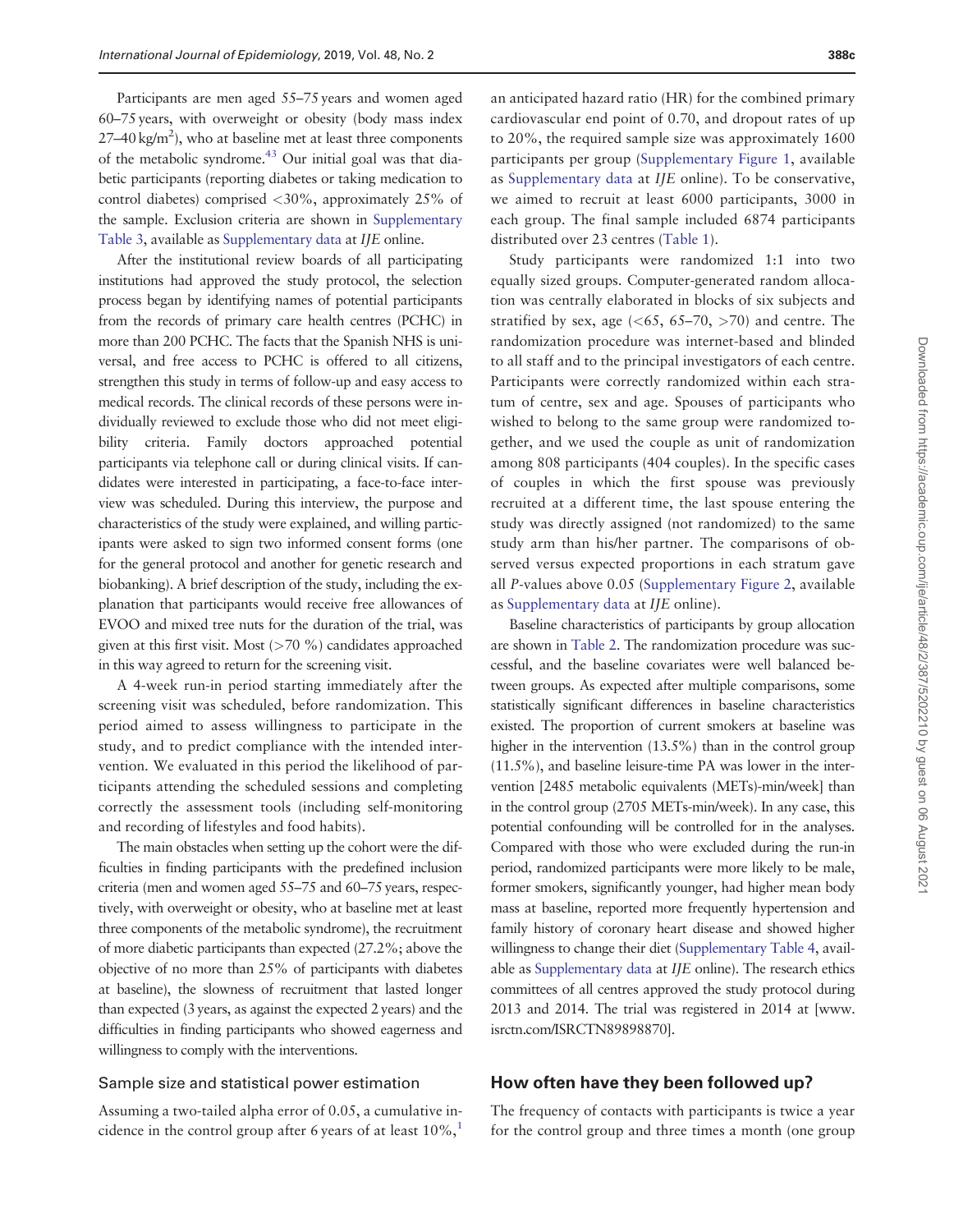Participants are men aged 55–75 years and women aged 60–75 years, with overweight or obesity (body mass index 27–40 kg/m$^2$), who at baseline met at least three components of the metabolic syndrome.[43] Our initial goal was that diabetic participants (reporting diabetes or taking medication to control diabetes) comprised <30%, approximately 25% of the sample. Exclusion criteria are shown in Supplementary Table 3, available as Supplementary data at *IJE* online.

After the institutional review boards of all participating institutions had approved the study protocol, the selection process began by identifying names of potential participants from the records of primary care health centres (PCHC) in more than 200 PCHC. The facts that the Spanish NHS is universal, and free access to PCHC is offered to all citizens, strengthen this study in terms of follow-up and easy access to medical records. The clinical records of these persons were individually reviewed to exclude those who did not meet eligibility criteria. Family doctors approached potential participants via telephone call or during clinical visits. If candidates were interested in participating, a face-to-face interview was scheduled. During this interview, the purpose and characteristics of the study were explained, and willing participants were asked to sign two informed consent forms (one for the general protocol and another for genetic research and biobanking). A brief description of the study, including the explanation that participants would receive free allowances of EVOO and mixed tree nuts for the duration of the trial, was given at this first visit. Most (>70 %) candidates approached in this way agreed to return for the screening visit.

A 4-week run-in period starting immediately after the screening visit was scheduled, before randomization. This period aimed to assess willingness to participate in the study, and to predict compliance with the intended intervention. We evaluated in this period the likelihood of participants attending the scheduled sessions and completing correctly the assessment tools (including self-monitoring and recording of lifestyles and food habits).

The main obstacles when setting up the cohort were the difficulties in finding participants with the predefined inclusion criteria (men and women aged 55–75 and 60–75 years, respectively, with overweight or obesity, who at baseline met at least three components of the metabolic syndrome), the recruitment of more diabetic participants than expected (27.2%; above the objective of no more than 25% of participants with diabetes at baseline), the slowness of recruitment that lasted longer than expected (3 years, as against the expected 2 years) and the difficulties in finding participants who showed eagerness and willingness to comply with the interventions.

### Sample size and statistical power estimation

Assuming a two-tailed alpha error of 0.05, a cumulative incidence in the control group after 6 years of at least 10%,[1] an anticipated hazard ratio (HR) for the combined primary cardiovascular end point of 0.70, and dropout rates of up to 20%, the required sample size was approximately 1600 participants per group (Supplementary Figure 1, available as Supplementary data at *IJE* online). To be conservative, we aimed to recruit at least 6000 participants, 3000 in each group. The final sample included 6874 participants distributed over 23 centres (Table 1).

Study participants were randomized 1:1 into two equally sized groups. Computer-generated random allocation was centrally elaborated in blocks of six subjects and stratified by sex, age (<65, 65–70, >70) and centre. The randomization procedure was internet-based and blinded to all staff and to the principal investigators of each centre. Participants were correctly randomized within each stratum of centre, sex and age. Spouses of participants who wished to belong to the same group were randomized together, and we used the couple as unit of randomization among 808 participants (404 couples). In the specific cases of couples in which the first spouse was previously recruited at a different time, the last spouse entering the study was directly assigned (not randomized) to the same study arm than his/her partner. The comparisons of observed versus expected proportions in each stratum gave all *P*-values above 0.05 (Supplementary Figure 2, available as Supplementary data at *IJE* online).

Baseline characteristics of participants by group allocation are shown in Table 2. The randomization procedure was successful, and the baseline covariates were well balanced between groups. As expected after multiple comparisons, some statistically significant differences in baseline characteristics existed. The proportion of current smokers at baseline was higher in the intervention (13.5%) than in the control group (11.5%), and baseline leisure-time PA was lower in the intervention [2485 metabolic equivalents (METs)-min/week] than in the control group (2705 METs-min/week). In any case, this potential confounding will be controlled for in the analyses. Compared with those who were excluded during the run-in period, randomized participants were more likely to be male, former smokers, significantly younger, had higher mean body mass at baseline, reported more frequently hypertension and family history of coronary heart disease and showed higher willingness to change their diet (Supplementary Table 4, available as Supplementary data at *IJE* online). The research ethics committees of all centres approved the study protocol during 2013 and 2014. The trial was registered in 2014 at [www.isrctn.com/ISRCTN89898870].

## How often have they been followed up?

The frequency of contacts with participants is twice a year for the control group and three times a month (one group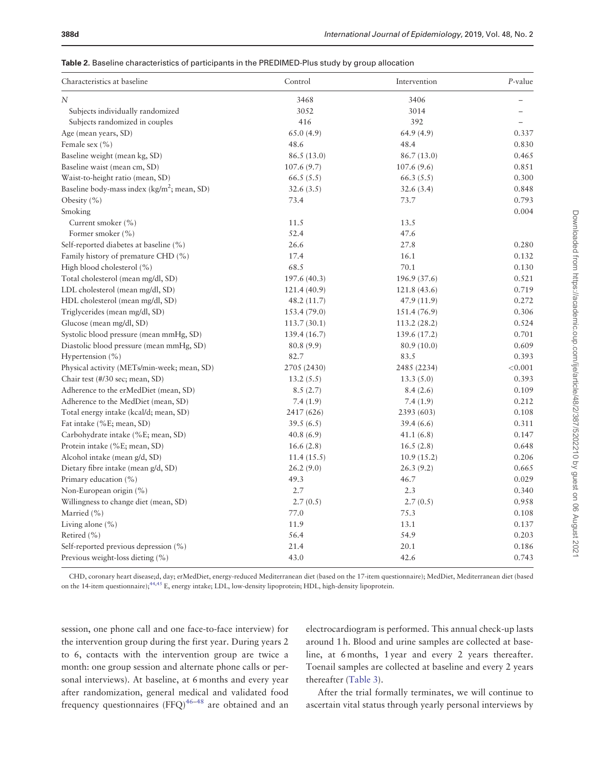**Table 2.** Baseline characteristics of participants in the PREDIMED-Plus study by group allocation

| Characteristics at baseline | Control | Intervention | *P*-value |
|---|---|---|---|
| *N* | 3468 | 3406 | – |
| Subjects individually randomized | 3052 | 3014 | – |
| Subjects randomized in couples | 416 | 392 | – |
| Age (mean years, SD) | 65.0 (4.9) | 64.9 (4.9) | 0.337 |
| Female sex (%) | 48.6 | 48.4 | 0.830 |
| Baseline weight (mean kg, SD) | 86.5 (13.0) | 86.7 (13.0) | 0.465 |
| Baseline waist (mean cm, SD) | 107.6 (9.7) | 107.6 (9.6) | 0.851 |
| Waist-to-height ratio (mean, SD) | 66.5 (5.5) | 66.3 (5.5) | 0.300 |
| Baseline body-mass index (kg/m$^2$; mean, SD) | 32.6 (3.5) | 32.6 (3.4) | 0.848 |
| Obesity (%) | 73.4 | 73.7 | 0.793 |
| Smoking | | | 0.004 |
| Current smoker (%) | 11.5 | 13.5 | |
| Former smoker (%) | 52.4 | 47.6 | |
| Self-reported diabetes at baseline (%) | 26.6 | 27.8 | 0.280 |
| Family history of premature CHD (%) | 17.4 | 16.1 | 0.132 |
| High blood cholesterol (%) | 68.5 | 70.1 | 0.130 |
| Total cholesterol (mean mg/dl, SD) | 197.6 (40.3) | 196.9 (37.6) | 0.521 |
| LDL cholesterol (mean mg/dl, SD) | 121.4 (40.9) | 121.8 (43.6) | 0.719 |
| HDL cholesterol (mean mg/dl, SD) | 48.2 (11.7) | 47.9 (11.9) | 0.272 |
| Triglycerides (mean mg/dl, SD) | 153.4 (79.0) | 151.4 (76.9) | 0.306 |
| Glucose (mean mg/dl, SD) | 113.7 (30.1) | 113.2 (28.2) | 0.524 |
| Systolic blood pressure (mean mmHg, SD) | 139.4 (16.7) | 139.6 (17.2) | 0.701 |
| Diastolic blood pressure (mean mmHg, SD) | 80.8 (9.9) | 80.9 (10.0) | 0.609 |
| Hypertension (%) | 82.7 | 83.5 | 0.393 |
| Physical activity (METs/min-week; mean, SD) | 2705 (2430) | 2485 (2234) | <0.001 |
| Chair test (#/30 sec; mean, SD) | 13.2 (5.5) | 13.3 (5.0) | 0.393 |
| Adherence to the erMedDiet (mean, SD) | 8.5 (2.7) | 8.4 (2.6) | 0.109 |
| Adherence to the MedDiet (mean, SD) | 7.4 (1.9) | 7.4 (1.9) | 0.212 |
| Total energy intake (kcal/d; mean, SD) | 2417 (626) | 2393 (603) | 0.108 |
| Fat intake (%E; mean, SD) | 39.5 (6.5) | 39.4 (6.6) | 0.311 |
| Carbohydrate intake (%E; mean, SD) | 40.8 (6.9) | 41.1 (6.8) | 0.147 |
| Protein intake (%E; mean, SD) | 16.6 (2.8) | 16.5 (2.8) | 0.648 |
| Alcohol intake (mean g/d, SD) | 11.4 (15.5) | 10.9 (15.2) | 0.206 |
| Dietary fibre intake (mean g/d, SD) | 26.2 (9.0) | 26.3 (9.2) | 0.665 |
| Primary education (%) | 49.3 | 46.7 | 0.029 |
| Non-European origin (%) | 2.7 | 2.3 | 0.340 |
| Willingness to change diet (mean, SD) | 2.7 (0.5) | 2.7 (0.5) | 0.958 |
| Married (%) | 77.0 | 75.3 | 0.108 |
| Living alone (%) | 11.9 | 13.1 | 0.137 |
| Retired (%) | 56.4 | 54.9 | 0.203 |
| Self-reported previous depression (%) | 21.4 | 20.1 | 0.186 |
| Previous weight-loss dieting (%) | 43.0 | 42.6 | 0.743 |

CHD, coronary heart disease;d, day; erMedDiet, energy-reduced Mediterranean diet (based on the 17-item questionnaire); MedDiet, Mediterranean diet (based on the 14-item questionnaire);[44,45] E, energy intake; LDL, low-density lipoprotein; HDL, high-density lipoprotein.

session, one phone call and one face-to-face interview) for the intervention group during the first year. During years 2 to 6, contacts with the intervention group are twice a month: one group session and alternate phone calls or personal interviews). At baseline, at 6 months and every year after randomization, general medical and validated food frequency questionnaires (FFQ)[46–48] are obtained and an electrocardiogram is performed. This annual check-up lasts around 1 h. Blood and urine samples are collected at baseline, at 6 months, 1 year and every 2 years thereafter. Toenail samples are collected at baseline and every 2 years thereafter (Table 3).

After the trial formally terminates, we will continue to ascertain vital status through yearly personal interviews by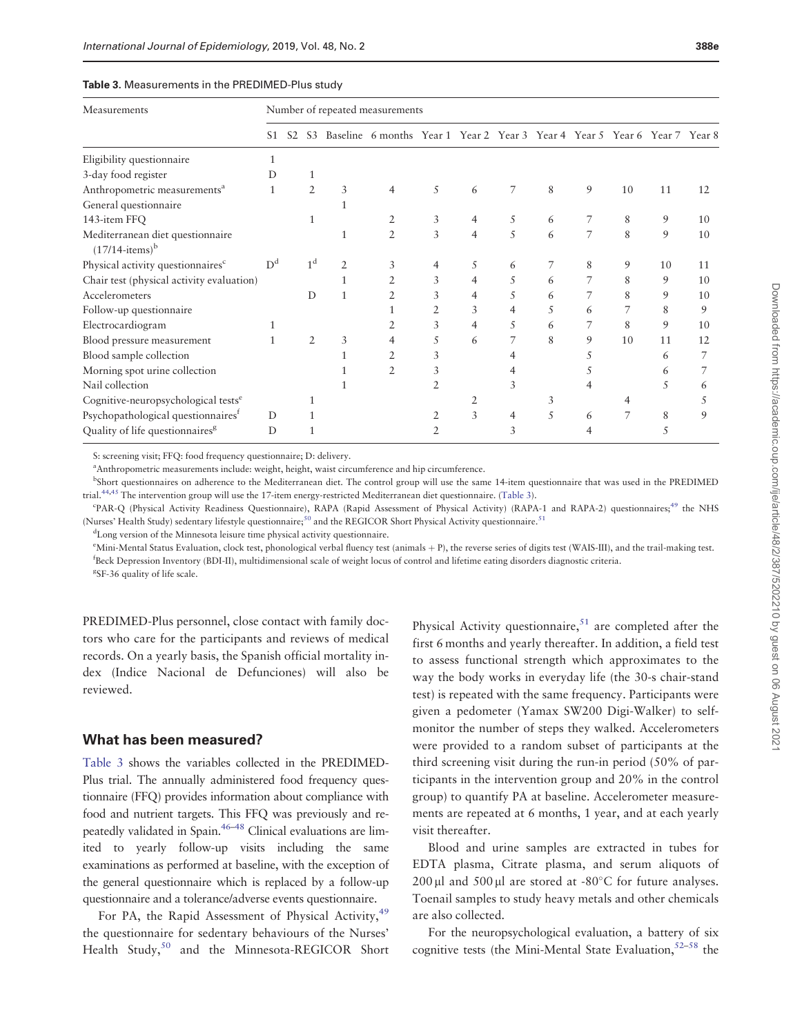**Table 3.** Measurements in the PREDIMED-Plus study

| Measurements | Number of repeated measurements | | | | | | | | | | | | |
|---|---|---|---|---|---|---|---|---|---|---|---|---|---|
| | S1 | S2 | S3 | Baseline | 6 months | Year 1 | Year 2 | Year 3 | Year 4 | Year 5 | Year 6 | Year 7 | Year 8 |
| Eligibility questionnaire | 1 | | | | | | | | | | | | |
| 3-day food register | D | | 1 | | | | | | | | | | |
| Anthropometric measurements[a] | 1 | | 2 | 3 | 4 | 5 | 6 | 7 | 8 | 9 | 10 | 11 | 12 |
| General questionnaire | | | | 1 | | | | | | | | | |
| 143-item FFQ | | | 1 | | 2 | 3 | 4 | 5 | 6 | 7 | 8 | 9 | 10 |
| Mediterranean diet questionnaire (17/14-items)[b] | | | | 1 | 2 | 3 | 4 | 5 | 6 | 7 | 8 | 9 | 10 |
| Physical activity questionnaires[c] | D[d] | | 1[d] | 2 | 3 | 4 | 5 | 6 | 7 | 8 | 9 | 10 | 11 |
| Chair test (physical activity evaluation) | | | | 1 | 2 | 3 | 4 | 5 | 6 | 7 | 8 | 9 | 10 |
| Accelerometers | | | D | 1 | 2 | 3 | 4 | 5 | 6 | 7 | 8 | 9 | 10 |
| Follow-up questionnaire | | | | | 1 | 2 | 3 | 4 | 5 | 6 | 7 | 8 | 9 |
| Electrocardiogram | 1 | | | | 2 | 3 | 4 | 5 | 6 | 7 | 8 | 9 | 10 |
| Blood pressure measurement | 1 | | 2 | 3 | 4 | 5 | 6 | 7 | 8 | 9 | 10 | 11 | 12 |
| Blood sample collection | | | | 1 | 2 | 3 | | 4 | | 5 | | 6 | 7 |
| Morning spot urine collection | | | | 1 | 2 | 3 | | 4 | | 5 | | 6 | 7 |
| Nail collection | | | | 1 | | 2 | | 3 | | 4 | | 5 | 6 |
| Cognitive-neuropsychological tests[e] | | | 1 | | | | 2 | | 3 | | 4 | | 5 |
| Psychopathological questionnaires[f] | D | | 1 | | | 2 | 3 | 4 | 5 | 6 | 7 | 8 | 9 |
| Quality of life questionnaires[g] | D | | 1 | | | 2 | | 3 | | 4 | | 5 | |

S: screening visit; FFQ: food frequency questionnaire; D: delivery.

[a]Anthropometric measurements include: weight, height, waist circumference and hip circumference.

[b]Short questionnaires on adherence to the Mediterranean diet. The control group will use the same 14-item questionnaire that was used in the PREDIMED trial.[44,45] The intervention group will use the 17-item energy-restricted Mediterranean diet questionnaire. (Table 3).

[c]PAR-Q (Physical Activity Readiness Questionnaire), RAPA (Rapid Assessment of Physical Activity) (RAPA-1 and RAPA-2) questionnaires;[49] the NHS (Nurses' Health Study) sedentary lifestyle questionnaire;[50] and the REGICOR Short Physical Activity questionnaire.[51]

[d]Long version of the Minnesota leisure time physical activity questionnaire.

[e]Mini-Mental Status Evaluation, clock test, phonological verbal fluency test (animals + P), the reverse series of digits test (WAIS-III), and the trail-making test.

[f]Beck Depression Inventory (BDI-II), multidimensional scale of weight locus of control and lifetime eating disorders diagnostic criteria.

[g]SF-36 quality of life scale.

PREDIMED-Plus personnel, close contact with family doctors who care for the participants and reviews of medical records. On a yearly basis, the Spanish official mortality index (Indice Nacional de Defunciones) will also be reviewed.

## What has been measured?

Table 3 shows the variables collected in the PREDIMED-Plus trial. The annually administered food frequency questionnaire (FFQ) provides information about compliance with food and nutrient targets. This FFQ was previously and repeatedly validated in Spain.[46–48] Clinical evaluations are limited to yearly follow-up visits including the same examinations as performed at baseline, with the exception of the general questionnaire which is replaced by a follow-up questionnaire and a tolerance/adverse events questionnaire.

For PA, the Rapid Assessment of Physical Activity,[49] the questionnaire for sedentary behaviours of the Nurses' Health Study,[50] and the Minnesota-REGICOR Short Physical Activity questionnaire,[51] are completed after the first 6 months and yearly thereafter. In addition, a field test to assess functional strength which approximates to the way the body works in everyday life (the 30-s chair-stand test) is repeated with the same frequency. Participants were given a pedometer (Yamax SW200 Digi-Walker) to self-monitor the number of steps they walked. Accelerometers were provided to a random subset of participants at the third screening visit during the run-in period (50% of participants in the intervention group and 20% in the control group) to quantify PA at baseline. Accelerometer measurements are repeated at 6 months, 1 year, and at each yearly visit thereafter.

Blood and urine samples are extracted in tubes for EDTA plasma, Citrate plasma, and serum aliquots of 200 µl and 500 µl are stored at -80°C for future analyses. Toenail samples to study heavy metals and other chemicals are also collected.

For the neuropsychological evaluation, a battery of six cognitive tests (the Mini-Mental State Evaluation,[52–58] the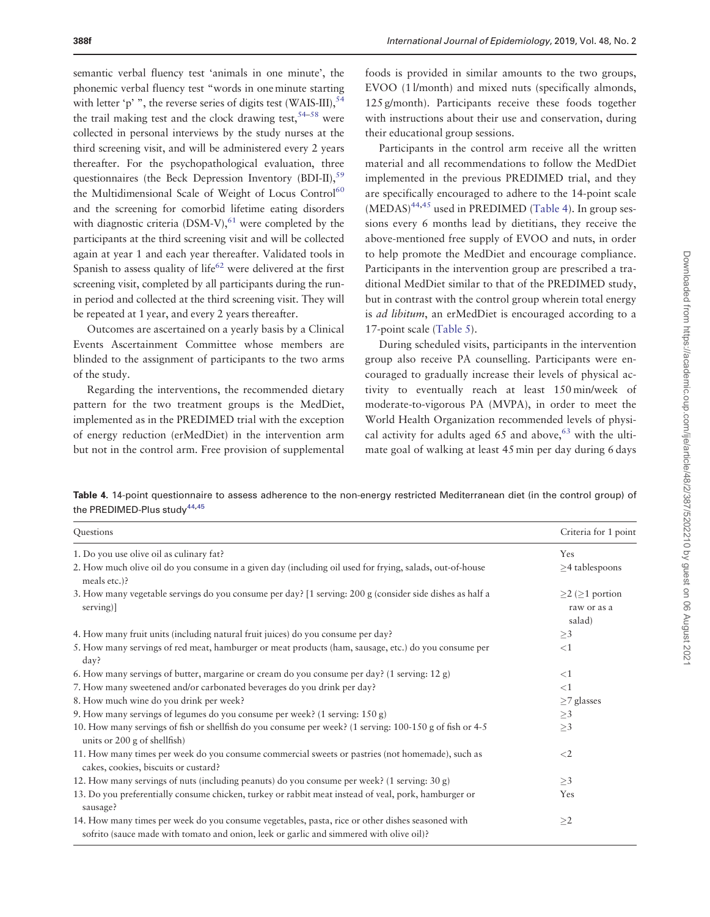semantic verbal fluency test 'animals in one minute', the phonemic verbal fluency test "words in one minute starting with letter 'p' ", the reverse series of digits test (WAIS-III),[54] the trail making test and the clock drawing test,[54–58] were collected in personal interviews by the study nurses at the third screening visit, and will be administered every 2 years thereafter. For the psychopathological evaluation, three questionnaires (the Beck Depression Inventory (BDI-II),[59] the Multidimensional Scale of Weight of Locus Control[60] and the screening for comorbid lifetime eating disorders with diagnostic criteria (DSM-V),[61] were completed by the participants at the third screening visit and will be collected again at year 1 and each year thereafter. Validated tools in Spanish to assess quality of life[62] were delivered at the first screening visit, completed by all participants during the run-in period and collected at the third screening visit. They will be repeated at 1 year, and every 2 years thereafter.

Outcomes are ascertained on a yearly basis by a Clinical Events Ascertainment Committee whose members are blinded to the assignment of participants to the two arms of the study.

Regarding the interventions, the recommended dietary pattern for the two treatment groups is the MedDiet, implemented as in the PREDIMED trial with the exception of energy reduction (erMedDiet) in the intervention arm but not in the control arm. Free provision of supplemental foods is provided in similar amounts to the two groups, EVOO (1 l/month) and mixed nuts (specifically almonds, 125 g/month). Participants receive these foods together with instructions about their use and conservation, during their educational group sessions.

Participants in the control arm receive all the written material and all recommendations to follow the MedDiet implemented in the previous PREDIMED trial, and they are specifically encouraged to adhere to the 14-point scale (MEDAS)[44,45] used in PREDIMED (Table 4). In group sessions every 6 months lead by dietitians, they receive the above-mentioned free supply of EVOO and nuts, in order to help promote the MedDiet and encourage compliance. Participants in the intervention group are prescribed a traditional MedDiet similar to that of the PREDIMED study, but in contrast with the control group wherein total energy is *ad libitum*, an erMedDiet is encouraged according to a 17-point scale (Table 5).

During scheduled visits, participants in the intervention group also receive PA counselling. Participants were encouraged to gradually increase their levels of physical activity to eventually reach at least 150 min/week of moderate-to-vigorous PA (MVPA), in order to meet the World Health Organization recommended levels of physical activity for adults aged 65 and above,[63] with the ultimate goal of walking at least 45 min per day during 6 days

**Table 4.** 14-point questionnaire to assess adherence to the non-energy restricted Mediterranean diet (in the control group) of the PREDIMED-Plus study[44,45]

| Questions | Criteria for 1 point |
|---|---|
| 1. Do you use olive oil as culinary fat? | Yes |
| 2. How much olive oil do you consume in a given day (including oil used for frying, salads, out-of-house meals etc.)? | ≥4 tablespoons |
| 3. How many vegetable servings do you consume per day? [1 serving: 200 g (consider side dishes as half a serving)] | ≥2 (≥1 portion raw or as a salad) |
| 4. How many fruit units (including natural fruit juices) do you consume per day? | ≥3 |
| 5. How many servings of red meat, hamburger or meat products (ham, sausage, etc.) do you consume per day? | <1 |
| 6. How many servings of butter, margarine or cream do you consume per day? (1 serving: 12 g) | <1 |
| 7. How many sweetened and/or carbonated beverages do you drink per day? | <1 |
| 8. How much wine do you drink per week? | ≥7 glasses |
| 9. How many servings of legumes do you consume per week? (1 serving: 150 g) | ≥3 |
| 10. How many servings of fish or shellfish do you consume per week? (1 serving: 100-150 g of fish or 4-5 units or 200 g of shellfish) | ≥3 |
| 11. How many times per week do you consume commercial sweets or pastries (not homemade), such as cakes, cookies, biscuits or custard? | <2 |
| 12. How many servings of nuts (including peanuts) do you consume per week? (1 serving: 30 g) | ≥3 |
| 13. Do you preferentially consume chicken, turkey or rabbit meat instead of veal, pork, hamburger or sausage? | Yes |
| 14. How many times per week do you consume vegetables, pasta, rice or other dishes seasoned with sofrito (sauce made with tomato and onion, leek or garlic and simmered with olive oil)? | ≥2 |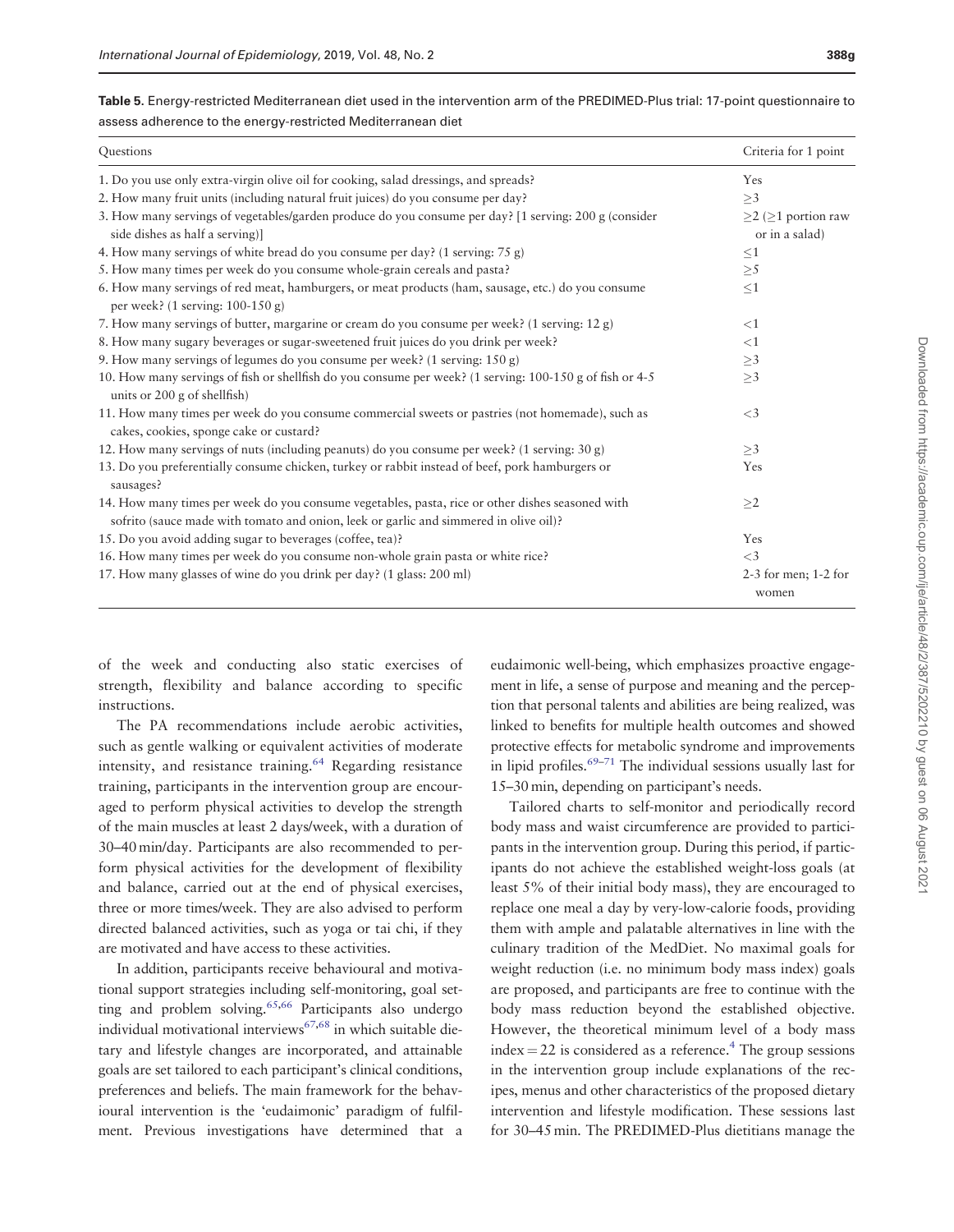**Table 5.** Energy-restricted Mediterranean diet used in the intervention arm of the PREDIMED-Plus trial: 17-point questionnaire to assess adherence to the energy-restricted Mediterranean diet

| Questions | Criteria for 1 point |
| --- | --- |
| 1. Do you use only extra-virgin olive oil for cooking, salad dressings, and spreads? | Yes |
| 2. How many fruit units (including natural fruit juices) do you consume per day? | ≥3 |
| 3. How many servings of vegetables/garden produce do you consume per day? [1 serving: 200 g (consider side dishes as half a serving)] | ≥2 (≥1 portion raw or in a salad) |
| 4. How many servings of white bread do you consume per day? (1 serving: 75 g) | ≤1 |
| 5. How many times per week do you consume whole-grain cereals and pasta? | ≥5 |
| 6. How many servings of red meat, hamburgers, or meat products (ham, sausage, etc.) do you consume per week? (1 serving: 100-150 g) | ≤1 |
| 7. How many servings of butter, margarine or cream do you consume per week? (1 serving: 12 g) | <1 |
| 8. How many sugary beverages or sugar-sweetened fruit juices do you drink per week? | <1 |
| 9. How many servings of legumes do you consume per week? (1 serving: 150 g) | ≥3 |
| 10. How many servings of fish or shellfish do you consume per week? (1 serving: 100-150 g of fish or 4-5 units or 200 g of shellfish) | ≥3 |
| 11. How many times per week do you consume commercial sweets or pastries (not homemade), such as cakes, cookies, sponge cake or custard? | <3 |
| 12. How many servings of nuts (including peanuts) do you consume per week? (1 serving: 30 g) | ≥3 |
| 13. Do you preferentially consume chicken, turkey or rabbit instead of beef, pork hamburgers or sausages? | Yes |
| 14. How many times per week do you consume vegetables, pasta, rice or other dishes seasoned with sofrito (sauce made with tomato and onion, leek or garlic and simmered in olive oil)? | ≥2 |
| 15. Do you avoid adding sugar to beverages (coffee, tea)? | Yes |
| 16. How many times per week do you consume non-whole grain pasta or white rice? | <3 |
| 17. How many glasses of wine do you drink per day? (1 glass: 200 ml) | 2-3 for men; 1-2 for women |

of the week and conducting also static exercises of strength, flexibility and balance according to specific instructions.

The PA recommendations include aerobic activities, such as gentle walking or equivalent activities of moderate intensity, and resistance training.[64] Regarding resistance training, participants in the intervention group are encouraged to perform physical activities to develop the strength of the main muscles at least 2 days/week, with a duration of 30–40 min/day. Participants are also recommended to perform physical activities for the development of flexibility and balance, carried out at the end of physical exercises, three or more times/week. They are also advised to perform directed balanced activities, such as yoga or tai chi, if they are motivated and have access to these activities.

In addition, participants receive behavioural and motivational support strategies including self-monitoring, goal setting and problem solving.[65,66] Participants also undergo individual motivational interviews[67,68] in which suitable dietary and lifestyle changes are incorporated, and attainable goals are set tailored to each participant's clinical conditions, preferences and beliefs. The main framework for the behavioural intervention is the 'eudaimonic' paradigm of fulfilment. Previous investigations have determined that a eudaimonic well-being, which emphasizes proactive engagement in life, a sense of purpose and meaning and the perception that personal talents and abilities are being realized, was linked to benefits for multiple health outcomes and showed protective effects for metabolic syndrome and improvements in lipid profiles.[69–71] The individual sessions usually last for 15–30 min, depending on participant's needs.

Tailored charts to self-monitor and periodically record body mass and waist circumference are provided to participants in the intervention group. During this period, if participants do not achieve the established weight-loss goals (at least 5% of their initial body mass), they are encouraged to replace one meal a day by very-low-calorie foods, providing them with ample and palatable alternatives in line with the culinary tradition of the MedDiet. No maximal goals for weight reduction (i.e. no minimum body mass index) goals are proposed, and participants are free to continue with the body mass reduction beyond the established objective. However, the theoretical minimum level of a body mass index = 22 is considered as a reference.[4] The group sessions in the intervention group include explanations of the recipes, menus and other characteristics of the proposed dietary intervention and lifestyle modification. These sessions last for 30–45 min. The PREDIMED-Plus dietitians manage the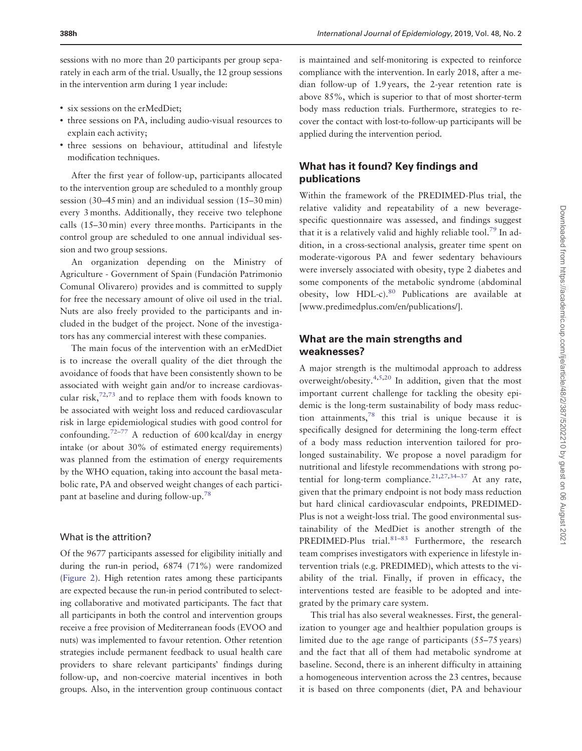sessions with no more than 20 participants per group separately in each arm of the trial. Usually, the 12 group sessions in the intervention arm during 1 year include:

- six sessions on the erMedDiet;
- three sessions on PA, including audio-visual resources to explain each activity;
- three sessions on behaviour, attitudinal and lifestyle modification techniques.

After the first year of follow-up, participants allocated to the intervention group are scheduled to a monthly group session (30–45 min) and an individual session (15–30 min) every 3 months. Additionally, they receive two telephone calls (15–30 min) every three months. Participants in the control group are scheduled to one annual individual session and two group sessions.

An organization depending on the Ministry of Agriculture - Government of Spain (Fundación Patrimonio Comunal Olivarero) provides and is committed to supply for free the necessary amount of olive oil used in the trial. Nuts are also freely provided to the participants and included in the budget of the project. None of the investigators has any commercial interest with these companies.

The main focus of the intervention with an erMedDiet is to increase the overall quality of the diet through the avoidance of foods that have been consistently shown to be associated with weight gain and/or to increase cardiovascular risk,[72,73] and to replace them with foods known to be associated with weight loss and reduced cardiovascular risk in large epidemiological studies with good control for confounding.[72–77] A reduction of 600 kcal/day in energy intake (or about 30% of estimated energy requirements) was planned from the estimation of energy requirements by the WHO equation, taking into account the basal metabolic rate, PA and observed weight changes of each participant at baseline and during follow-up.[78]

### What is the attrition?

Of the 9677 participants assessed for eligibility initially and during the run-in period, 6874 (71%) were randomized (Figure 2). High retention rates among these participants are expected because the run-in period contributed to selecting collaborative and motivated participants. The fact that all participants in both the control and intervention groups receive a free provision of Mediterranean foods (EVOO and nuts) was implemented to favour retention. Other retention strategies include permanent feedback to usual health care providers to share relevant participants' findings during follow-up, and non-coercive material incentives in both groups. Also, in the intervention group continuous contact is maintained and self-monitoring is expected to reinforce compliance with the intervention. In early 2018, after a median follow-up of 1.9 years, the 2-year retention rate is above 85%, which is superior to that of most shorter-term body mass reduction trials. Furthermore, strategies to recover the contact with lost-to-follow-up participants will be applied during the intervention period.

## What has it found? Key findings and publications

Within the framework of the PREDIMED-Plus trial, the relative validity and repeatability of a new beverage-specific questionnaire was assessed, and findings suggest that it is a relatively valid and highly reliable tool.[79] In addition, in a cross-sectional analysis, greater time spent on moderate-vigorous PA and fewer sedentary behaviours were inversely associated with obesity, type 2 diabetes and some components of the metabolic syndrome (abdominal obesity, low HDL-c).[80] Publications are available at [www.predimedplus.com/en/publications/].

## What are the main strengths and weaknesses?

A major strength is the multimodal approach to address overweight/obesity.[4,5,20] In addition, given that the most important current challenge for tackling the obesity epidemic is the long-term sustainability of body mass reduction attainments,[78] this trial is unique because it is specifically designed for determining the long-term effect of a body mass reduction intervention tailored for prolonged sustainability. We propose a novel paradigm for nutritional and lifestyle recommendations with strong potential for long-term compliance.[21,27,34–37] At any rate, given that the primary endpoint is not body mass reduction but hard clinical cardiovascular endpoints, PREDIMED-Plus is not a weight-loss trial. The good environmental sustainability of the MedDiet is another strength of the PREDIMED-Plus trial.[81–83] Furthermore, the research team comprises investigators with experience in lifestyle intervention trials (e.g. PREDIMED), which attests to the viability of the trial. Finally, if proven in efficacy, the interventions tested are feasible to be adopted and integrated by the primary care system.

This trial has also several weaknesses. First, the generalization to younger age and healthier population groups is limited due to the age range of participants (55–75 years) and the fact that all of them had metabolic syndrome at baseline. Second, there is an inherent difficulty in attaining a homogeneous intervention across the 23 centres, because it is based on three components (diet, PA and behaviour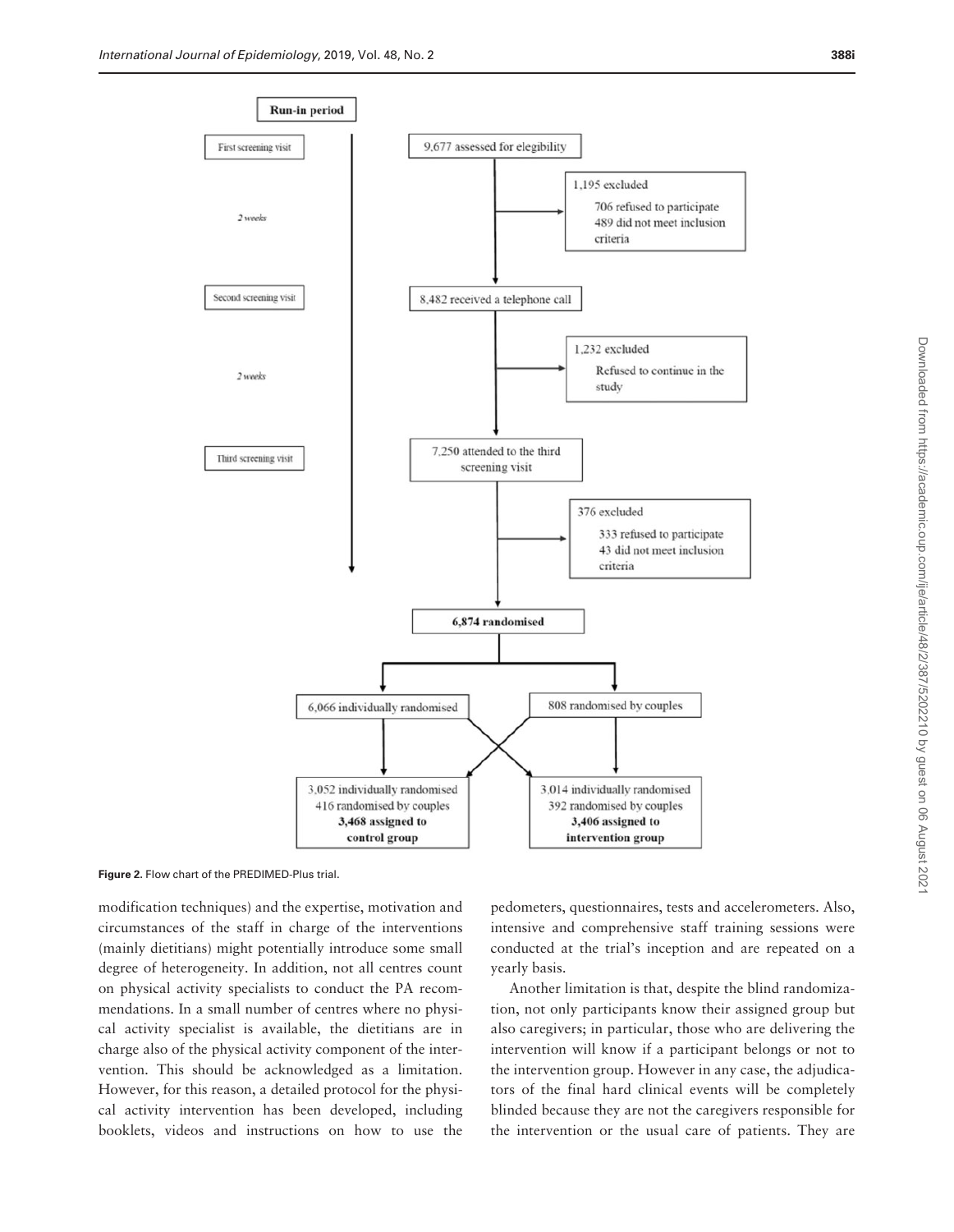**Run-in period**

First screening visit → 9,677 assessed for elegibility

2 weeks

1,195 excluded
- 706 refused to participate
- 489 did not meet inclusion criteria

Second screening visit → 8,482 received a telephone call

2 weeks

1,232 excluded
- Refused to continue in the study

Third screening visit → 7,250 attended to the third screening visit

376 excluded
- 333 refused to participate
- 43 did not meet inclusion criteria

**6,874 randomised**

6,066 individually randomised | 808 randomised by couples

3,052 individually randomised, 416 randomised by couples, **3,468 assigned to control group**

3,014 individually randomised, 392 randomised by couples, **3,406 assigned to intervention group**

**Figure 2.** Flow chart of the PREDIMED-Plus trial.

modification techniques) and the expertise, motivation and circumstances of the staff in charge of the interventions (mainly dietitians) might potentially introduce some small degree of heterogeneity. In addition, not all centres count on physical activity specialists to conduct the PA recommendations. In a small number of centres where no physical activity specialist is available, the dietitians are in charge also of the physical activity component of the intervention. This should be acknowledged as a limitation. However, for this reason, a detailed protocol for the physical activity intervention has been developed, including booklets, videos and instructions on how to use the pedometers, questionnaires, tests and accelerometers. Also, intensive and comprehensive staff training sessions were conducted at the trial's inception and are repeated on a yearly basis.

Another limitation is that, despite the blind randomization, not only participants know their assigned group but also caregivers; in particular, those who are delivering the intervention will know if a participant belongs or not to the intervention group. However in any case, the adjudicators of the final hard clinical events will be completely blinded because they are not the caregivers responsible for the intervention or the usual care of patients. They are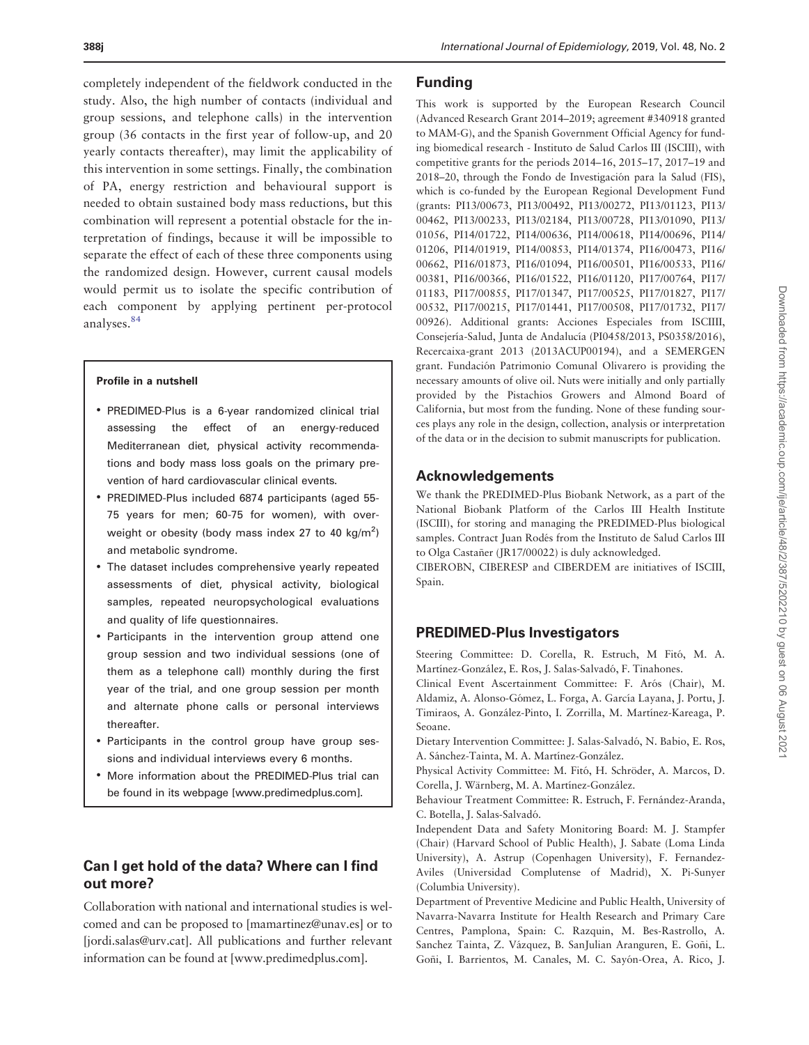completely independent of the fieldwork conducted in the study. Also, the high number of contacts (individual and group sessions, and telephone calls) in the intervention group (36 contacts in the first year of follow-up, and 20 yearly contacts thereafter), may limit the applicability of this intervention in some settings. Finally, the combination of PA, energy restriction and behavioural support is needed to obtain sustained body mass reductions, but this combination will represent a potential obstacle for the interpretation of findings, because it will be impossible to separate the effect of each of these three components using the randomized design. However, current causal models would permit us to isolate the specific contribution of each component by applying pertinent per-protocol analyses.[84]

> **Profile in a nutshell**
>
> - PREDIMED-Plus is a 6-year randomized clinical trial assessing the effect of an energy-reduced Mediterranean diet, physical activity recommendations and body mass loss goals on the primary prevention of hard cardiovascular clinical events.
> - PREDIMED-Plus included 6874 participants (aged 55-75 years for men; 60-75 for women), with overweight or obesity (body mass index 27 to 40 kg/m$^2$) and metabolic syndrome.
> - The dataset includes comprehensive yearly repeated assessments of diet, physical activity, biological samples, repeated neuropsychological evaluations and quality of life questionnaires.
> - Participants in the intervention group attend one group session and two individual sessions (one of them as a telephone call) monthly during the first year of the trial, and one group session per month and alternate phone calls or personal interviews thereafter.
> - Participants in the control group have group sessions and individual interviews every 6 months.
> - More information about the PREDIMED-Plus trial can be found in its webpage [www.predimedplus.com].

## Can I get hold of the data? Where can I find out more?

Collaboration with national and international studies is welcomed and can be proposed to [mamartinez@unav.es] or to [jordi.salas@urv.cat]. All publications and further relevant information can be found at [www.predimedplus.com].

## Funding

This work is supported by the European Research Council (Advanced Research Grant 2014–2019; agreement #340918 granted to MAM-G), and the Spanish Government Official Agency for funding biomedical research - Instituto de Salud Carlos III (ISCIII), with competitive grants for the periods 2014–16, 2015–17, 2017–19 and 2018–20, through the Fondo de Investigación para la Salud (FIS), which is co-funded by the European Regional Development Fund (grants: PI13/00673, PI13/00492, PI13/00272, PI13/01123, PI13/00462, PI13/00233, PI13/02184, PI13/00728, PI13/01090, PI13/01056, PI14/01722, PI14/00636, PI14/00618, PI14/00696, PI14/01206, PI14/01919, PI14/00853, PI14/01374, PI16/00473, PI16/00662, PI16/01873, PI16/01094, PI16/00501, PI16/00533, PI16/00381, PI16/00366, PI16/01522, PI16/01120, PI17/00764, PI17/01183, PI17/00855, PI17/01347, PI17/00525, PI17/01827, PI17/00532, PI17/00215, PI17/01441, PI17/00508, PI17/01732, PI17/00926). Additional grants: Acciones Especiales from ISCIII, Consejería-Salud, Junta de Andalucía (PI0458/2013, PS0358/2016), Recercaixa-grant 2013 (2013ACUP00194), and a SEMERGEN grant. Fundación Patrimonio Comunal Olivarero is providing the necessary amounts of olive oil. Nuts were initially and only partially provided by the Pistachios Growers and Almond Board of California, but most from the funding. None of these funding sources plays any role in the design, collection, analysis or interpretation of the data or in the decision to submit manuscripts for publication.

## Acknowledgements

We thank the PREDIMED-Plus Biobank Network, as a part of the National Biobank Platform of the Carlos III Health Institute (ISCIII), for storing and managing the PREDIMED-Plus biological samples. Contract Juan Rodés from the Instituto de Salud Carlos III to Olga Castañer (JR17/00022) is duly acknowledged.

CIBEROBN, CIBERESP and CIBERDEM are initiatives of ISCIII, Spain.

## PREDIMED-Plus Investigators

Steering Committee: D. Corella, R. Estruch, M Fitó, M. A. Martínez-González, E. Ros, J. Salas-Salvadó, F. Tinahones.

Clinical Event Ascertainment Committee: F. Arós (Chair), M. Aldamiz, A. Alonso-Gómez, L. Forga, A. García Layana, J. Portu, J. Timiraos, A. González-Pinto, I. Zorrilla, M. Martínez-Kareaga, P. Seoane.

Dietary Intervention Committee: J. Salas-Salvadó, N. Babio, E. Ros, A. Sánchez-Tainta, M. A. Martínez-González.

Physical Activity Committee: M. Fitó, H. Schröder, A. Marcos, D. Corella, J. Wärnberg, M. A. Martínez-González.

Behaviour Treatment Committee: R. Estruch, F. Fernández-Aranda, C. Botella, J. Salas-Salvadó.

Independent Data and Safety Monitoring Board: M. J. Stampfer (Chair) (Harvard School of Public Health), J. Sabate (Loma Linda University), A. Astrup (Copenhagen University), F. Fernandez-Aviles (Universidad Complutense of Madrid), X. Pi-Sunyer (Columbia University).

Department of Preventive Medicine and Public Health, University of Navarra-Navarra Institute for Health Research and Primary Care Centres, Pamplona, Spain: C. Razquin, M. Bes-Rastrollo, A. Sanchez Tainta, Z. Vázquez, B. SanJulian Aranguren, E. Goñi, L. Goñi, I. Barrientos, M. Canales, M. C. Sayón-Orea, A. Rico, J.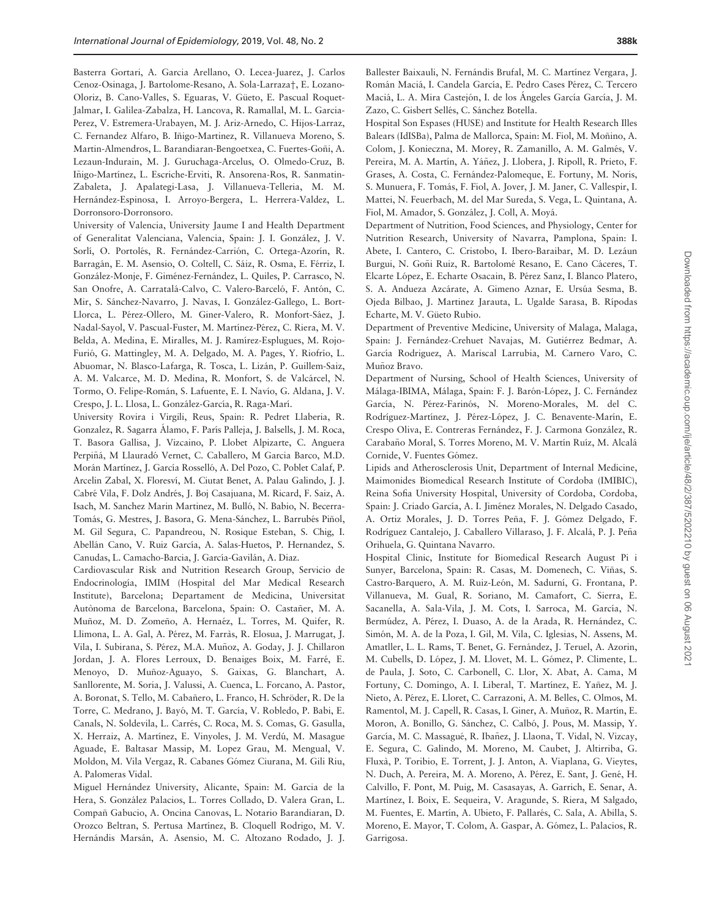Basterra Gortari, A. Garcia Arellano, O. Lecea-Juarez, J. Carlos Cenoz-Osinaga, J. Bartolome-Resano, A. Sola-Larraza†, E. Lozano-Oloriz, B. Cano-Valles, S. Eguaras, V. Güeto, E. Pascual Roquet-Jalmar, I. Galilea-Zabalza, H. Lancova, R. Ramallal, M. L. Garcia-Perez, V. Estremera-Urabayen, M. J. Ariz-Arnedo, C. Hijos-Larraz, C. Fernandez Alfaro, B. Iñigo-Martinez, R. Villanueva Moreno, S. Martin-Almendros, L. Barandiaran-Bengoetxea, C. Fuertes-Goñi, A. Lezaun-Indurain, M. J. Guruchaga-Arcelus, O. Olmedo-Cruz, B. Iñigo-Martínez, L. Escriche-Erviti, R. Ansorena-Ros, R. Sanmatin-Zabaleta, J. Apalategi-Lasa, J. Villanueva-Telleria, M. M. Hernández-Espinosa, I. Arroyo-Bergera, L. Herrera-Valdez, L. Dorronsoro-Dorronsoro.

University of Valencia, University Jaume I and Health Department of Generalitat Valenciana, Valencia, Spain: J. I. González, J. V. Sorlí, O. Portolés, R. Fernández-Carrión, C. Ortega-Azorín, R. Barragán, E. M. Asensio, O. Coltell, C. Sáiz, R. Osma, E. Férriz, I. González-Monje, F. Giménez-Fernández, L. Quiles, P. Carrasco, N. San Onofre, A. Carratalá-Calvo, C. Valero-Barceló, F. Antón, C. Mir, S. Sánchez-Navarro, J. Navas, I. González-Gallego, L. Bort-Llorca, L. Pérez-Ollero, M. Giner-Valero, R. Monfort-Sáez, J. Nadal-Sayol, V. Pascual-Fuster, M. Martínez-Pérez, C. Riera, M. V. Belda, A. Medina, E. Miralles, M. J. Ramírez-Esplugues, M. Rojo-Furió, G. Mattingley, M. A. Delgado, M. A. Pages, Y. Riofrío, L. Abuomar, N. Blasco-Lafarga, R. Tosca, L. Lizán, P. Guillem-Saiz, A. M. Valcarce, M. D. Medina, R. Monfort, S. de Valcárcel, N. Tormo, O. Felipe-Román, S. Lafuente, E. I. Navío, G. Aldana, J. V. Crespo, J. L. Llosa, L. González-García, R. Raga-Marí.

University Rovira i Virgili, Reus, Spain: R. Pedret Llaberia, R. Gonzalez, R. Sagarra Álamo, F. París Palleja, J. Balsells, J. M. Roca, T. Basora Gallisa, J. Vizcaino, P. Llobet Alpizarte, C. Anguera Perpiñá, M Llauradó Vernet, C. Caballero, M Garcia Barco, M.D. Morán Martínez, J. García Rosselló, A. Del Pozo, C. Poblet Calaf, P. Arcelin Zabal, X. Floresví, M. Ciutat Benet, A. Palau Galindo, J. J. Cabré Vila, F. Dolz Andrés, J. Boj Casajuana, M. Ricard, F. Saiz, A. Isach, M. Sanchez Marin Martinez, M. Bulló, N. Babio, N. Becerra-Tomás, G. Mestres, J. Basora, G. Mena-Sánchez, L. Barrubés Piñol, M. Gil Segura, C. Papandreou, N. Rosique Esteban, S. Chig, I. Abellán Cano, V. Ruiz García, A. Salas-Huetos, P. Hernandez, S. Canudas, L. Camacho-Barcia, J. García-Gavilán, A. Diaz.

Cardiovascular Risk and Nutrition Research Group, Servicio de Endocrinología, IMIM (Hospital del Mar Medical Research Institute), Barcelona; Departament de Medicina, Universitat Autònoma de Barcelona, Barcelona, Spain: O. Castañer, M. A. Muñoz, M. D. Zomeño, A. Hernaéz, L. Torres, M. Quifer, R. Llimona, L. A. Gal, A. Pérez, M. Farràs, R. Elosua, J. Marrugat, J. Vila, I. Subirana, S. Pérez, M.A. Muñoz, A. Goday, J. J. Chillaron Jordan, J. A. Flores Lerroux, D. Benaiges Boix, M. Farré, E. Menoyo, D. Muñoz-Aguayo, S. Gaixas, G. Blanchart, A. Sanllorente, M. Soria, J. Valussi, A. Cuenca, L. Forcano, A. Pastor, A. Boronat, S. Tello, M. Cabañero, L. Franco, H. Schröder, R. De la Torre, C. Medrano, J. Bayó, M. T. García, V. Robledo, P. Babi, E. Canals, N. Soldevila, L. Carrés, C. Roca, M. S. Comas, G. Gasulla, X. Herraiz, A. Martínez, E. Vinyoles, J. M. Verdú, M. Masague Aguade, E. Baltasar Massip, M. Lopez Grau, M. Mengual, V. Moldon, M. Vila Vergaz, R. Cabanes Gómez Ciurana, M. Gili Riu, A. Palomeras Vidal.

Miguel Hernández University, Alicante, Spain: M. Garcia de la Hera, S. González Palacios, L. Torres Collado, D. Valera Gran, L. Compañ Gabucio, A. Oncina Canovas, L. Notario Barandiaran, D. Orozco Beltran, S. Pertusa Martínez, B. Cloquell Rodrigo, M. V. Hernándis Marsán, A. Asensio, M. C. Altozano Rodado, J. J. Ballester Baixauli, N. Fernándis Brufal, M. C. Martínez Vergara, J. Román Maciá, I. Candela García, E. Pedro Cases Pérez, C. Tercero Maciá, L. A. Mira Castejón, I. de los Ángeles García García, J. M. Zazo, C. Gisbert Sellés, C. Sánchez Botella.

Hospital Son Espases (HUSE) and Institute for Health Research Illes Balears (IdISBa), Palma de Mallorca, Spain: M. Fiol, M. Moñino, A. Colom, J. Konieczna, M. Morey, R. Zamanillo, A. M. Galmés, V. Pereira, M. A. Martín, A. Yáñez, J. Llobera, J. Ripoll, R. Prieto, F. Grases, A. Costa, C. Fernández-Palomeque, E. Fortuny, M. Noris, S. Munuera, F. Tomás, F. Fiol, A. Jover, J. M. Janer, C. Vallespir, I. Mattei, N. Feuerbach, M. del Mar Sureda, S. Vega, L. Quintana, A. Fiol, M. Amador, S. González, J. Coll, A. Moyá.

Department of Nutrition, Food Sciences, and Physiology, Center for Nutrition Research, University of Navarra, Pamplona, Spain: I. Abete, I. Cantero, C. Cristobo, I. Ibero-Baraibar, M. D. Lezáun Burgui, N. Goñi Ruiz, R. Bartolomé Resano, E. Cano Cáceres, T. Elcarte López, E. Echarte Osacain, B. Pérez Sanz, I. Blanco Platero, S. A. Andueza Azcárate, A. Gimeno Aznar, E. Ursúa Sesma, B. Ojeda Bilbao, J. Martinez Jarauta, L. Ugalde Sarasa, B. Rípodas Echarte, M. V. Güeto Rubio.

Department of Preventive Medicine, University of Malaga, Malaga, Spain: J. Fernández-Crehuet Navajas, M. Gutiérrez Bedmar, A. García Rodriguez, A. Mariscal Larrubia, M. Carnero Varo, C. Muñoz Bravo.

Department of Nursing, School of Health Sciences, University of Málaga-IBIMA, Málaga, Spain: F. J. Barón-López, J. C. Fernández García, N. Pérez-Farinós, N. Moreno-Morales, M. del C. Rodríguez-Martínez, J. Pérez-López, J. C. Benavente-Marín, E. Crespo Oliva, E. Contreras Fernández, F. J. Carmona González, R. Carabaño Moral, S. Torres Moreno, M. V. Martín Ruíz, M. Alcalá Cornide, V. Fuentes Gómez.

Lipids and Atherosclerosis Unit, Department of Internal Medicine, Maimonides Biomedical Research Institute of Cordoba (IMIBIC), Reina Sofia University Hospital, University of Cordoba, Cordoba, Spain: J. Criado García, A. I. Jiménez Morales, N. Delgado Casado, A. Ortiz Morales, J. D. Torres Peña, F. J. Gómez Delgado, F. Rodríguez Cantalejo, J. Caballero Villaraso, J. F. Alcalá, P. J. Peña Orihuela, G. Quintana Navarro.

Hospital Clinic, Institute for Biomedical Research August Pi i Sunyer, Barcelona, Spain: R. Casas, M. Domenech, C. Viñas, S. Castro-Barquero, A. M. Ruiz-León, M. Sadurní, G. Frontana, P. Villanueva, M. Gual, R. Soriano, M. Camafort, C. Sierra, E. Sacanella, A. Sala-Vila, J. M. Cots, I. Sarroca, M. García, N. Bermúdez, A. Pérez, I. Duaso, A. de la Arada, R. Hernández, C. Simón, M. A. de la Poza, I. Gil, M. Vila, C. Iglesias, N. Assens, M. Amatller, L. L. Rams, T. Benet, G. Fernández, J. Teruel, A. Azorin, M. Cubells, D. López, J. M. Llovet, M. L. Gómez, P. Climente, L. de Paula, J. Soto, C. Carbonell, C. Llor, X. Abat, A. Cama, M Fortuny, C. Domingo, A. I. Liberal, T. Martínez, E. Yañez, M. J. Nieto, A. Pérez, E. Lloret, C. Carrazoni, A. M. Belles, C. Olmos, M. Ramentol, M. J. Capell, R. Casas, I. Giner, A. Muñoz, R. Martín, E. Moron, A. Bonillo, G. Sánchez, C. Calbó, J. Pous, M. Massip, Y. García, M. C. Massagué, R. Ibañez, J. Llaona, T. Vidal, N. Vizcay, E. Segura, C. Galindo, M. Moreno, M. Caubet, J. Altirriba, G. Fluxà, P. Toribio, E. Torrent, J. J. Anton, A. Viaplana, G. Vieytes, N. Duch, A. Pereira, M. A. Moreno, A. Pérez, E. Sant, J. Gené, H. Calvillo, F. Pont, M. Puig, M. Casasayas, A. Garrich, E. Senar, A. Martínez, I. Boix, E. Sequeira, V. Aragunde, S. Riera, M Salgado, M. Fuentes, E. Martín, A. Ubieto, F. Pallarés, C. Sala, A. Abilla, S. Moreno, E. Mayor, T. Colom, A. Gaspar, A. Gómez, L. Palacios, R. Garrigosa.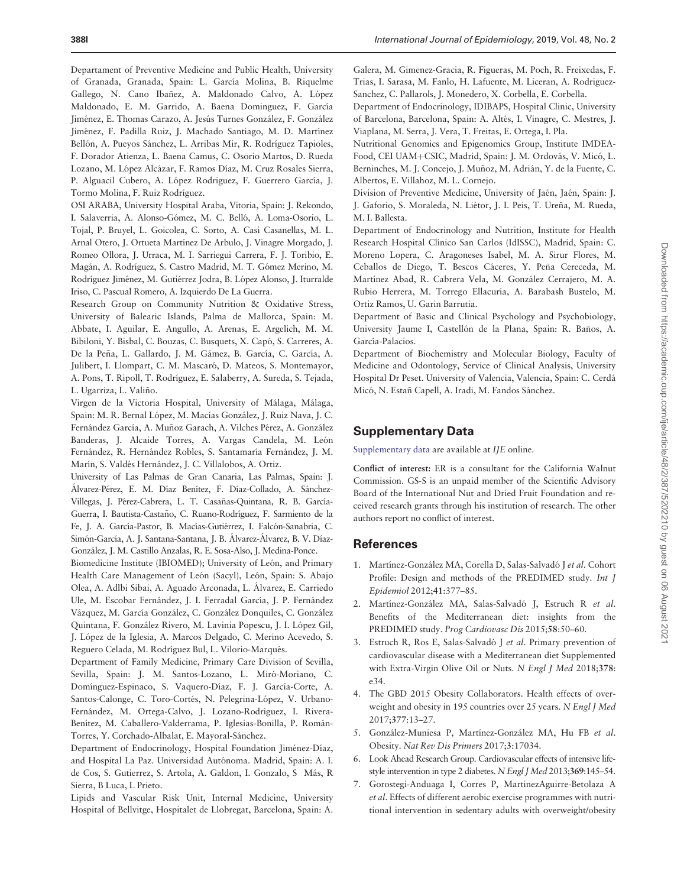Departament of Preventive Medicine and Public Health, University of Granada, Granada, Spain: L. García Molina, B. Riquelme Gallego, N. Cano Ibañez, A. Maldonado Calvo, A. López Maldonado, E. M. Garrido, A. Baena Dominguez, F. García Jiménez, E. Thomas Carazo, A. Jesús Turnes González, F. González Jiménez, F. Padilla Ruiz, J. Machado Santiago, M. D. Martínez Bellón, A. Pueyos Sánchez, L. Arribas Mir, R. Rodríguez Tapioles, F. Dorador Atienza, L. Baena Camus, C. Osorio Martos, D. Rueda Lozano, M. López Alcázar, F. Ramos Díaz, M. Cruz Rosales Sierra, P. Alguacil Cubero, A. López Rodriguez, F. Guerrero García, J. Tormo Molina, F. Ruiz Rodríguez.

OSI ARABA, University Hospital Araba, Vitoria, Spain: J. Rekondo, I. Salaverria, A. Alonso-Gómez, M. C. Belló, A. Loma-Osorio, L. Tojal, P. Bruyel, L. Goicolea, C. Sorto, A. Casi Casanellas, M. L. Arnal Otero, J. Ortueta Martínez De Arbulo, J. Vinagre Morgado, J. Romeo Ollora, J. Urraca, M. I. Sarriegui Carrera, F. J. Toribio, E. Magán, A. Rodríguez, S. Castro Madrid, M. T. Gómez Merino, M. Rodríguez Jiménez, M. Gutiérrez Jodra, B. López Alonso, J. Iturralde Iriso, C. Pascual Romero, A. Izquierdo De La Guerra.

Research Group on Community Nutrition & Oxidative Stress, University of Balearic Islands, Palma de Mallorca, Spain: M. Abbate, I. Aguilar, E. Angullo, A. Arenas, E. Argelich, M. M. Bibiloni, Y. Bisbal, C. Bouzas, C. Busquets, X. Capó, S. Carreres, A. De la Peña, L. Gallardo, J. M. Gámez, B. García, C. García, A. Julibert, I. Llompart, C. M. Mascaró, D. Mateos, S. Montemayor, A. Pons, T. Ripoll, T. Rodríguez, E. Salaberry, A. Sureda, S. Tejada, L. Ugarriza, L. Valiño.

Virgen de la Victoria Hospital, University of Málaga, Málaga, Spain: M. R. Bernal López, M. Macías González, J. Ruiz Nava, J. C. Fernández García, A. Muñoz Garach, A. Vilches Pérez, A. González Banderas, J. Alcaide Torres, A. Vargas Candela, M. León Fernández, R. Hernández Robles, S. Santamaría Fernández, J. M. Marín, S. Valdés Hernández, J. C. Villalobos, A. Ortiz.

University of Las Palmas de Gran Canaria, Las Palmas, Spain: J. Álvarez-Pérez, E. M. Díaz Benítez, F. Díaz-Collado, A. Sánchez-Villegas, J. Pérez-Cabrera, L. T. Casañas-Quintana, R. B. García-Guerra, I. Bautista-Castaño, C. Ruano-Rodríguez, F. Sarmiento de la Fe, J. A. García-Pastor, B. Macías-Gutiérrez, I. Falcón-Sanabria, C. Simón-García, A. J. Santana-Santana, J. B. Álvarez-Álvarez, B. V. Díaz-González, J. M. Castillo Anzalas, R. E. Sosa-Also, J. Medina-Ponce.

Biomedicine Institute (IBIOMED); University of León, and Primary Health Care Management of León (Sacyl), León, Spain: S. Abajo Olea, A. Adlbi Sibai, A. Aguado Arconada, L. Álvarez, E. Carriedo Ule, M. Escobar Fernández, J. I. Ferradal García, J. P. Fernández Vázquez, M. García González, C. González Donquiles, C. González Quintana, F. González Rivero, M. Lavinia Popescu, J. I. López Gil, J. López de la Iglesia, A. Marcos Delgado, C. Merino Acevedo, S. Reguero Celada, M. Rodríguez Bul, L. Vilorio-Marqués.

Department of Family Medicine, Primary Care Division of Sevilla, Sevilla, Spain: J. M. Santos-Lozano, L. Miró-Moriano, C. Domínguez-Espinaco, S. Vaquero-Díaz, F. J. García-Corte, A. Santos-Calonge, C. Toro-Cortés, N. Pelegrina-López, V. Urbano-Fernández, M. Ortega-Calvo, J. Lozano-Rodríguez, I. Rivera-Benítez, M. Caballero-Valderrama, P. Iglesias-Bonilla, P. Román-Torres, Y. Corchado-Albalat, E. Mayoral-Sánchez.

Department of Endocrinology, Hospital Foundation Jiménez-Díaz, and Hospital La Paz. Universidad Autónoma. Madrid, Spain: A. I. de Cos, S. Gutierrez, S. Artola, A. Galdon, I. Gonzalo, S Más, R Sierra, B Luca, L Prieto.

Lipids and Vascular Risk Unit, Internal Medicine, University Hospital of Bellvitge, Hospitalet de Llobregat, Barcelona, Spain: A. Galera, M. Gimenez-Gracia, R. Figueras, M. Poch, R. Freixedas, F. Trias, I. Sarasa, M. Fanlo, H. Lafuente, M. Liceran, A. Rodriguez-Sanchez, C. Pallarols, J. Monedero, X. Corbella, E. Corbella.

Department of Endocrinology, IDIBAPS, Hospital Clinic, University of Barcelona, Barcelona, Spain: A. Altés, I. Vinagre, C. Mestres, J. Viaplana, M. Serra, J. Vera, T. Freitas, E. Ortega, I. Pla.

Nutritional Genomics and Epigenomics Group, Institute IMDEA-Food, CEI UAM+CSIC, Madrid, Spain: J. M. Ordovás, V. Micó, L. Berninches, M. J. Concejo, J. Muñoz, M. Adrián, Y. de la Fuente, C. Albertos, E. Villahoz, M. L. Cornejo.

Division of Preventive Medicine, University of Jaén, Jaén, Spain: J. J. Gaforio, S. Moraleda, N. Liétor, J. I. Peis, T. Ureña, M. Rueda, M. I. Ballesta.

Department of Endocrinology and Nutrition, Institute for Health Research Hospital Clínico San Carlos (IdISSC), Madrid, Spain: C. Moreno Lopera, C. Aragoneses Isabel, M. A. Sirur Flores, M. Ceballos de Diego, T. Bescos Cáceres, Y. Peña Cereceda, M. Martínez Abad, R. Cabrera Vela, M. González Cerrajero, M. A. Rubio Herrera, M. Torrego Ellacuría, A. Barabash Bustelo, M. Ortiz Ramos, U. Garin Barrutia.

Department of Basic and Clinical Psychology and Psychobiology, University Jaume I, Castellón de la Plana, Spain: R. Baños, A. García-Palacios.

Department of Biochemistry and Molecular Biology, Faculty of Medicine and Odontology, Service of Clinical Analysis, University Hospital Dr Peset. University of Valencia, Valencia, Spain: C. Cerdá Micó, N. Estañ Capell, A. Iradi, M. Fandos Sánchez.

## Supplementary Data

Supplementary data are available at *IJE* online.

**Conflict of interest:** ER is a consultant for the California Walnut Commission. GS-S is an unpaid member of the Scientific Advisory Board of the International Nut and Dried Fruit Foundation and received research grants through his institution of research. The other authors report no conflict of interest.

## References

1. Martínez-González MA, Corella D, Salas-Salvadó J *et al*. Cohort Profile: Design and methods of the PREDIMED study. *Int J Epidemiol* 2012;**41**:377–85.
2. Martínez-González MA, Salas-Salvadó J, Estruch R *et al*. Benefits of the Mediterranean diet: insights from the PREDIMED study. *Prog Cardiovasc Dis* 2015;**58**:50–60.
3. Estruch R, Ros E, Salas-Salvadó J *et al*. Primary prevention of cardiovascular disease with a Mediterranean diet Supplemented with Extra-Virgin Olive Oil or Nuts. *N Engl J Med* 2018;**378**:e34.
4. The GBD 2015 Obesity Collaborators. Health effects of overweight and obesity in 195 countries over 25 years. *N Engl J Med* 2017;**377**:13–27.
5. González-Muniesa P, Martínez-González MA, Hu FB *et al*. Obesity. *Nat Rev Dis Primers* 2017;**3**:17034.
6. Look Ahead Research Group. Cardiovascular effects of intensive lifestyle intervention in type 2 diabetes. *N Engl J Med* 2013;**369**:145–54.
7. Gorostegi-Anduaga I, Corres P, MartinezAguirre-Betolaza A *et al*. Effects of different aerobic exercise programmes with nutritional intervention in sedentary adults with overweight/obesity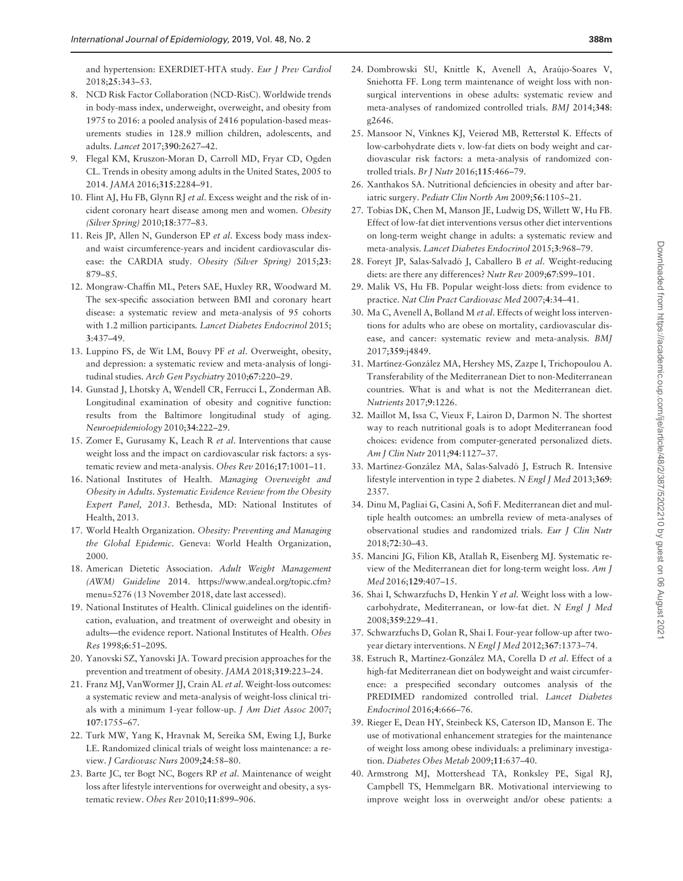and hypertension: EXERDIET-HTA study. *Eur J Prev Cardiol* 2018;**25**:343–53.

8. NCD Risk Factor Collaboration (NCD-RisC). Worldwide trends in body-mass index, underweight, overweight, and obesity from 1975 to 2016: a pooled analysis of 2416 population-based measurements studies in 128.9 million children, adolescents, and adults. *Lancet* 2017;**390**:2627–42.
9. Flegal KM, Kruszon-Moran D, Carroll MD, Fryar CD, Ogden CL. Trends in obesity among adults in the United States, 2005 to 2014. *JAMA* 2016;**315**:2284–91.
10. Flint AJ, Hu FB, Glynn RJ *et al*. Excess weight and the risk of incident coronary heart disease among men and women. *Obesity (Silver Spring)* 2010;**18**:377–83.
11. Reis JP, Allen N, Gunderson EP *et al*. Excess body mass index-and waist circumference-years and incident cardiovascular disease: the CARDIA study. *Obesity (Silver Spring)* 2015;**23**: 879–85.
12. Mongraw-Chaffin ML, Peters SAE, Huxley RR, Woodward M. The sex-specific association between BMI and coronary heart disease: a systematic review and meta-analysis of 95 cohorts with 1.2 million participants. *Lancet Diabetes Endocrinol* 2015; **3**:437–49.
13. Luppino FS, de Wit LM, Bouvy PF *et al*. Overweight, obesity, and depression: a systematic review and meta-analysis of longitudinal studies. *Arch Gen Psychiatry* 2010;**67**:220–29.
14. Gunstad J, Lhotsky A, Wendell CR, Ferrucci L, Zonderman AB. Longitudinal examination of obesity and cognitive function: results from the Baltimore longitudinal study of aging. *Neuroepidemiology* 2010;**34**:222–29.
15. Zomer E, Gurusamy K, Leach R *et al*. Interventions that cause weight loss and the impact on cardiovascular risk factors: a systematic review and meta-analysis. *Obes Rev* 2016;**17**:1001–11.
16. National Institutes of Health. *Managing Overweight and Obesity in Adults. Systematic Evidence Review from the Obesity Expert Panel, 2013*. Bethesda, MD: National Institutes of Health, 2013.
17. World Health Organization. *Obesity: Preventing and Managing the Global Epidemic*. Geneva: World Health Organization, 2000.
18. American Dietetic Association. *Adult Weight Management (AWM) Guideline* 2014. https://www.andeal.org/topic.cfm?menu=5276 (13 November 2018, date last accessed).
19. National Institutes of Health. Clinical guidelines on the identification, evaluation, and treatment of overweight and obesity in adults—the evidence report. National Institutes of Health. *Obes Res* 1998;**6**:51–209S.
20. Yanovski SZ, Yanovski JA. Toward precision approaches for the prevention and treatment of obesity. *JAMA* 2018;**319**:223–24.
21. Franz MJ, VanWormer JJ, Crain AL *et al*. Weight-loss outcomes: a systematic review and meta-analysis of weight-loss clinical trials with a minimum 1-year follow-up. *J Am Diet Assoc* 2007; **107**:1755–67.
22. Turk MW, Yang K, Hravnak M, Sereika SM, Ewing LJ, Burke LE. Randomized clinical trials of weight loss maintenance: a review. *J Cardiovasc Nurs* 2009;**24**:58–80.
23. Barte JC, ter Bogt NC, Bogers RP *et al*. Maintenance of weight loss after lifestyle interventions for overweight and obesity, a systematic review. *Obes Rev* 2010;**11**:899–906.
24. Dombrowski SU, Knittle K, Avenell A, Araújo-Soares V, Sniehotta FF. Long term maintenance of weight loss with non-surgical interventions in obese adults: systematic review and meta-analyses of randomized controlled trials. *BMJ* 2014;**348**: g2646.
25. Mansoor N, Vinknes KJ, Veierød MB, Retterstøl K. Effects of low-carbohydrate diets v. low-fat diets on body weight and cardiovascular risk factors: a meta-analysis of randomized controlled trials. *Br J Nutr* 2016;**115**:466–79.
26. Xanthakos SA. Nutritional deficiencies in obesity and after bariatric surgery. *Pediatr Clin North Am* 2009;**56**:1105–21.
27. Tobias DK, Chen M, Manson JE, Ludwig DS, Willett W, Hu FB. Effect of low-fat diet interventions versus other diet interventions on long-term weight change in adults: a systematic review and meta-analysis. *Lancet Diabetes Endocrinol* 2015;**3**:968–79.
28. Foreyt JP, Salas-Salvadó J, Caballero B *et al*. Weight-reducing diets: are there any differences? *Nutr Rev* 2009;**67**:S99–101.
29. Malik VS, Hu FB. Popular weight-loss diets: from evidence to practice. *Nat Clin Pract Cardiovasc Med* 2007;**4**:34–41.
30. Ma C, Avenell A, Bolland M *et al*. Effects of weight loss interventions for adults who are obese on mortality, cardiovascular disease, and cancer: systematic review and meta-analysis. *BMJ* 2017;**359**:j4849.
31. Martínez-González MA, Hershey MS, Zazpe I, Trichopoulou A. Transferability of the Mediterranean Diet to non-Mediterranean countries. What is and what is not the Mediterranean diet. *Nutrients* 2017;**9**:1226.
32. Maillot M, Issa C, Vieux F, Lairon D, Darmon N. The shortest way to reach nutritional goals is to adopt Mediterranean food choices: evidence from computer-generated personalized diets. *Am J Clin Nutr* 2011;**94**:1127–37.
33. Martínez-González MA, Salas-Salvadó J, Estruch R. Intensive lifestyle intervention in type 2 diabetes. *N Engl J Med* 2013;**369**: 2357.
34. Dinu M, Pagliai G, Casini A, Sofi F. Mediterranean diet and multiple health outcomes: an umbrella review of meta-analyses of observational studies and randomized trials. *Eur J Clin Nutr* 2018;**72**:30–43.
35. Mancini JG, Filion KB, Atallah R, Eisenberg MJ. Systematic review of the Mediterranean diet for long-term weight loss. *Am J Med* 2016;**129**:407–15.
36. Shai I, Schwarzfuchs D, Henkin Y *et al*. Weight loss with a low-carbohydrate, Mediterranean, or low-fat diet. *N Engl J Med* 2008;**359**:229–41.
37. Schwarzfuchs D, Golan R, Shai I. Four-year follow-up after two-year dietary interventions. *N Engl J Med* 2012;**367**:1373–74.
38. Estruch R, Martínez-González MA, Corella D *et al*. Effect of a high-fat Mediterranean diet on bodyweight and waist circumference: a prespecified secondary outcomes analysis of the PREDIMED randomized controlled trial. *Lancet Diabetes Endocrinol* 2016;**4**:666–76.
39. Rieger E, Dean HY, Steinbeck KS, Caterson ID, Manson E. The use of motivational enhancement strategies for the maintenance of weight loss among obese individuals: a preliminary investigation. *Diabetes Obes Metab* 2009;**11**:637–40.
40. Armstrong MJ, Mottershead TA, Ronksley PE, Sigal RJ, Campbell TS, Hemmelgarn BR. Motivational interviewing to improve weight loss in overweight and/or obese patients: a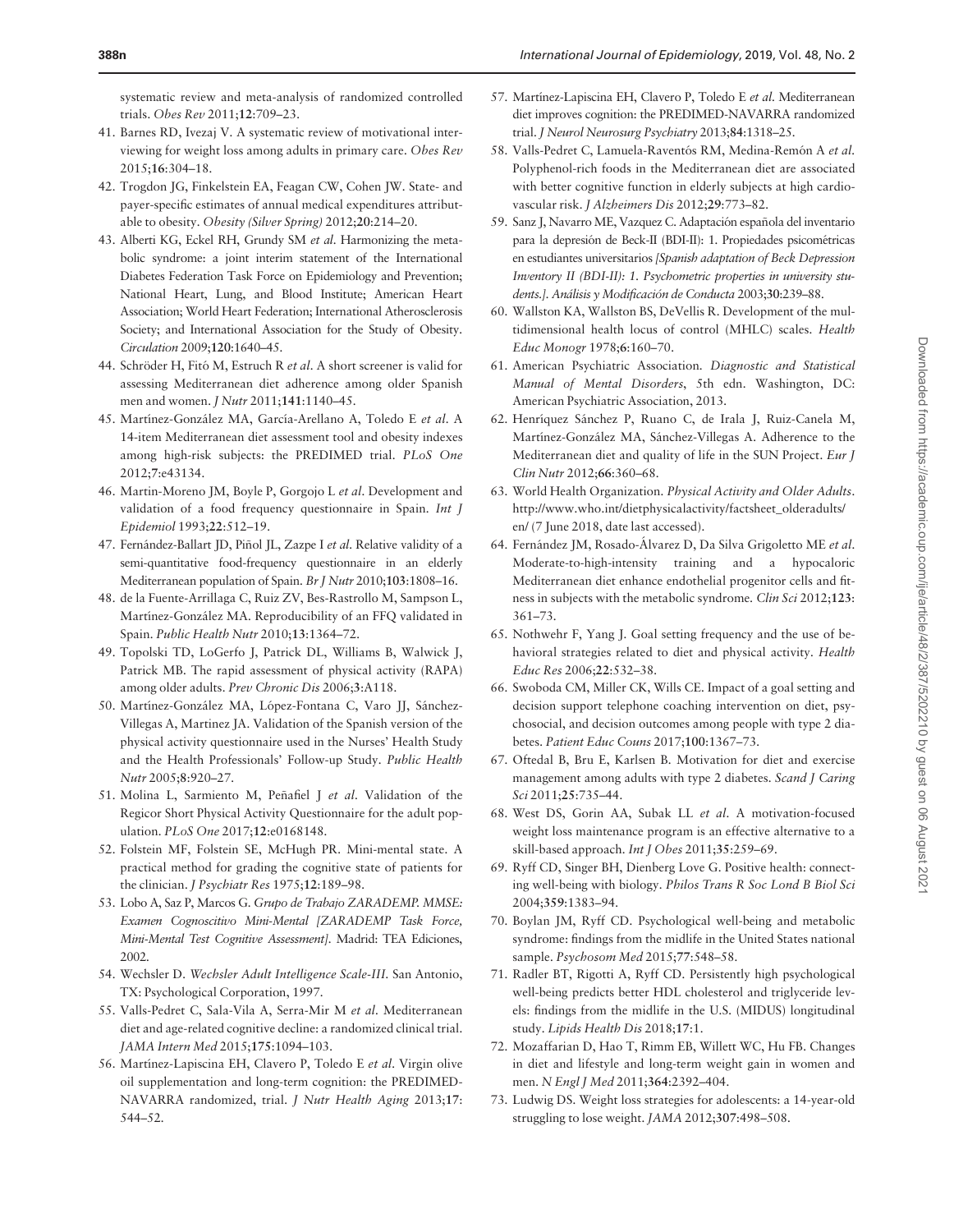systematic review and meta-analysis of randomized controlled trials. *Obes Rev* 2011;**12**:709–23.

41. Barnes RD, Ivezaj V. A systematic review of motivational interviewing for weight loss among adults in primary care. *Obes Rev* 2015;**16**:304–18.
42. Trogdon JG, Finkelstein EA, Feagan CW, Cohen JW. State- and payer-specific estimates of annual medical expenditures attributable to obesity. *Obesity (Silver Spring)* 2012;**20**:214–20.
43. Alberti KG, Eckel RH, Grundy SM *et al*. Harmonizing the metabolic syndrome: a joint interim statement of the International Diabetes Federation Task Force on Epidemiology and Prevention; National Heart, Lung, and Blood Institute; American Heart Association; World Heart Federation; International Atherosclerosis Society; and International Association for the Study of Obesity. *Circulation* 2009;**120**:1640–45.
44. Schröder H, Fitó M, Estruch R *et al*. A short screener is valid for assessing Mediterranean diet adherence among older Spanish men and women. *J Nutr* 2011;**141**:1140–45.
45. Martínez-González MA, García-Arellano A, Toledo E *et al*. A 14-item Mediterranean diet assessment tool and obesity indexes among high-risk subjects: the PREDIMED trial. *PLoS One* 2012;**7**:e43134.
46. Martin-Moreno JM, Boyle P, Gorgojo L *et al*. Development and validation of a food frequency questionnaire in Spain. *Int J Epidemiol* 1993;**22**:512–19.
47. Fernández-Ballart JD, Piñol JL, Zazpe I *et al*. Relative validity of a semi-quantitative food-frequency questionnaire in an elderly Mediterranean population of Spain. *Br J Nutr* 2010;**103**:1808–16.
48. de la Fuente-Arrillaga C, Ruiz ZV, Bes-Rastrollo M, Sampson L, Martínez-González MA. Reproducibility of an FFQ validated in Spain. *Public Health Nutr* 2010;**13**:1364–72.
49. Topolski TD, LoGerfo J, Patrick DL, Williams B, Walwick J, Patrick MB. The rapid assessment of physical activity (RAPA) among older adults. *Prev Chronic Dis* 2006;**3**:A118.
50. Martínez-González MA, López-Fontana C, Varo JJ, Sánchez-Villegas A, Martinez JA. Validation of the Spanish version of the physical activity questionnaire used in the Nurses' Health Study and the Health Professionals' Follow-up Study. *Public Health Nutr* 2005;**8**:920–27.
51. Molina L, Sarmiento M, Peñafiel J *et al*. Validation of the Regicor Short Physical Activity Questionnaire for the adult population. *PLoS One* 2017;**12**:e0168148.
52. Folstein MF, Folstein SE, McHugh PR. Mini-mental state. A practical method for grading the cognitive state of patients for the clinician. *J Psychiatr Res* 1975;**12**:189–98.
53. Lobo A, Saz P, Marcos G. *Grupo de Trabajo ZARADEMP. MMSE: Examen Cognoscitivo Mini-Mental [ZARADEMP Task Force, Mini-Mental Test Cognitive Assessment]*. Madrid: TEA Ediciones, 2002.
54. Wechsler D. *Wechsler Adult Intelligence Scale-III*. San Antonio, TX: Psychological Corporation, 1997.
55. Valls-Pedret C, Sala-Vila A, Serra-Mir M *et al*. Mediterranean diet and age-related cognitive decline: a randomized clinical trial. *JAMA Intern Med* 2015;**175**:1094–103.
56. Martínez-Lapiscina EH, Clavero P, Toledo E *et al*. Virgin olive oil supplementation and long-term cognition: the PREDIMED-NAVARRA randomized, trial. *J Nutr Health Aging* 2013;**17**: 544–52.
57. Martínez-Lapiscina EH, Clavero P, Toledo E *et al*. Mediterranean diet improves cognition: the PREDIMED-NAVARRA randomized trial. *J Neurol Neurosurg Psychiatry* 2013;**84**:1318–25.
58. Valls-Pedret C, Lamuela-Raventós RM, Medina-Remón A *et al*. Polyphenol-rich foods in the Mediterranean diet are associated with better cognitive function in elderly subjects at high cardiovascular risk. *J Alzheimers Dis* 2012;**29**:773–82.
59. Sanz J, Navarro ME, Vazquez C. Adaptación española del inventario para la depresión de Beck-II (BDI-II): 1. Propiedades psicométricas en estudiantes universitarios *[Spanish adaptation of Beck Depression Inventory II (BDI-II): 1. Psychometric properties in university students.]. Análisis y Modificación de Conducta* 2003;**30**:239–88.
60. Wallston KA, Wallston BS, DeVellis R. Development of the multidimensional health locus of control (MHLC) scales. *Health Educ Monogr* 1978;**6**:160–70.
61. American Psychiatric Association. *Diagnostic and Statistical Manual of Mental Disorders*, 5th edn. Washington, DC: American Psychiatric Association, 2013.
62. Henríquez Sánchez P, Ruano C, de Irala J, Ruiz-Canela M, Martínez-González MA, Sánchez-Villegas A. Adherence to the Mediterranean diet and quality of life in the SUN Project. *Eur J Clin Nutr* 2012;**66**:360–68.
63. World Health Organization. *Physical Activity and Older Adults*. http://www.who.int/dietphysicalactivity/factsheet_olderadults/en/ (7 June 2018, date last accessed).
64. Fernández JM, Rosado-Álvarez D, Da Silva Grigoletto ME *et al*. Moderate-to-high-intensity training and a hypocaloric Mediterranean diet enhance endothelial progenitor cells and fitness in subjects with the metabolic syndrome. *Clin Sci* 2012;**123**: 361–73.
65. Nothwehr F, Yang J. Goal setting frequency and the use of behavioral strategies related to diet and physical activity. *Health Educ Res* 2006;**22**:532–38.
66. Swoboda CM, Miller CK, Wills CE. Impact of a goal setting and decision support telephone coaching intervention on diet, psychosocial, and decision outcomes among people with type 2 diabetes. *Patient Educ Couns* 2017;**100**:1367–73.
67. Oftedal B, Bru E, Karlsen B. Motivation for diet and exercise management among adults with type 2 diabetes. *Scand J Caring Sci* 2011;**25**:735–44.
68. West DS, Gorin AA, Subak LL *et al*. A motivation-focused weight loss maintenance program is an effective alternative to a skill-based approach. *Int J Obes* 2011;**35**:259–69.
69. Ryff CD, Singer BH, Dienberg Love G. Positive health: connecting well-being with biology. *Philos Trans R Soc Lond B Biol Sci* 2004;**359**:1383–94.
70. Boylan JM, Ryff CD. Psychological well-being and metabolic syndrome: findings from the midlife in the United States national sample. *Psychosom Med* 2015;**77**:548–58.
71. Radler BT, Rigotti A, Ryff CD. Persistently high psychological well-being predicts better HDL cholesterol and triglyceride levels: findings from the midlife in the U.S. (MIDUS) longitudinal study. *Lipids Health Dis* 2018;**17**:1.
72. Mozaffarian D, Hao T, Rimm EB, Willett WC, Hu FB. Changes in diet and lifestyle and long-term weight gain in women and men. *N Engl J Med* 2011;**364**:2392–404.
73. Ludwig DS. Weight loss strategies for adolescents: a 14-year-old struggling to lose weight. *JAMA* 2012;**307**:498–508.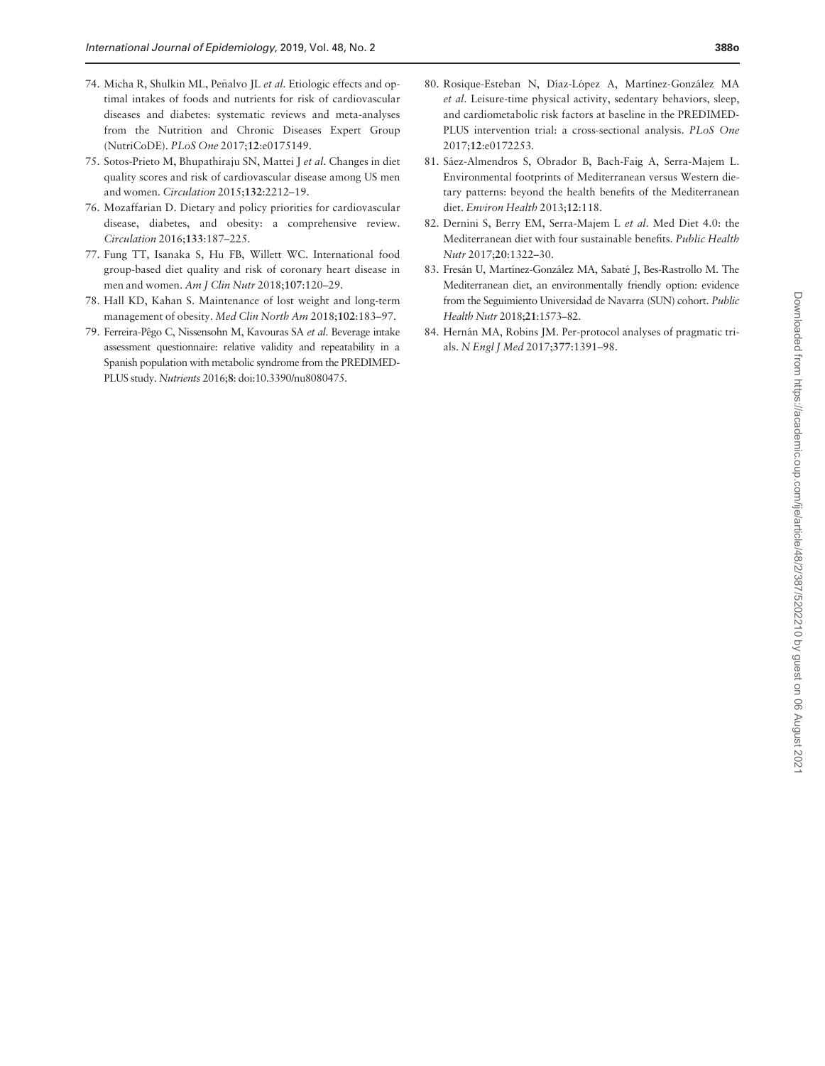74. Micha R, Shulkin ML, Peñalvo JL *et al*. Etiologic effects and optimal intakes of foods and nutrients for risk of cardiovascular diseases and diabetes: systematic reviews and meta-analyses from the Nutrition and Chronic Diseases Expert Group (NutriCoDE). *PLoS One* 2017;**12**:e0175149.
75. Sotos-Prieto M, Bhupathiraju SN, Mattei J *et al*. Changes in diet quality scores and risk of cardiovascular disease among US men and women. *Circulation* 2015;**132**:2212–19.
76. Mozaffarian D. Dietary and policy priorities for cardiovascular disease, diabetes, and obesity: a comprehensive review. *Circulation* 2016;**133**:187–225.
77. Fung TT, Isanaka S, Hu FB, Willett WC. International food group-based diet quality and risk of coronary heart disease in men and women. *Am J Clin Nutr* 2018;**107**:120–29.
78. Hall KD, Kahan S. Maintenance of lost weight and long-term management of obesity. *Med Clin North Am* 2018;**102**:183–97.
79. Ferreira-Pêgo C, Nissensohn M, Kavouras SA *et al*. Beverage intake assessment questionnaire: relative validity and repeatability in a Spanish population with metabolic syndrome from the PREDIMED-PLUS study. *Nutrients* 2016;**8**: doi:10.3390/nu8080475.
80. Rosique-Esteban N, Díaz-López A, Martínez-González MA *et al*. Leisure-time physical activity, sedentary behaviors, sleep, and cardiometabolic risk factors at baseline in the PREDIMED-PLUS intervention trial: a cross-sectional analysis. *PLoS One* 2017;**12**:e0172253.
81. Sáez-Almendros S, Obrador B, Bach-Faig A, Serra-Majem L. Environmental footprints of Mediterranean versus Western dietary patterns: beyond the health benefits of the Mediterranean diet. *Environ Health* 2013;**12**:118.
82. Dernini S, Berry EM, Serra-Majem L *et al*. Med Diet 4.0: the Mediterranean diet with four sustainable benefits. *Public Health Nutr* 2017;**20**:1322–30.
83. Fresán U, Martínez-González MA, Sabaté J, Bes-Rastrollo M. The Mediterranean diet, an environmentally friendly option: evidence from the Seguimiento Universidad de Navarra (SUN) cohort. *Public Health Nutr* 2018;**21**:1573–82.
84. Hernán MA, Robins JM. Per-protocol analyses of pragmatic trials. *N Engl J Med* 2017;**377**:1391–98.